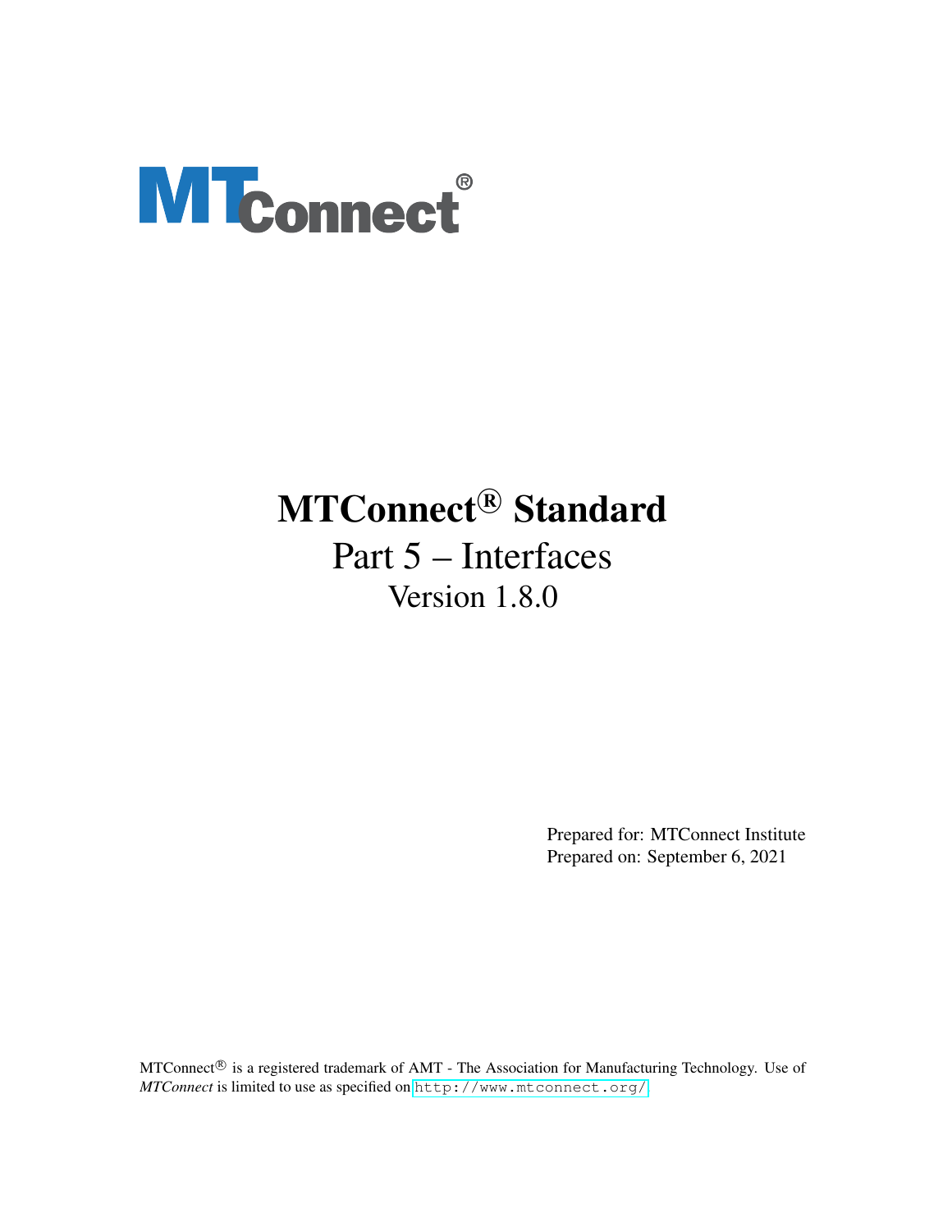MTConnect®

# MTConnect® Standard

## Part 5 – Interfaces

### Version 1.8.0

Prepared for: MTConnect Institute
Prepared on: September 6, 2021

MTConnect® is a registered trademark of AMT - The Association for Manufacturing Technology. Use of *MTConnect* is limited to use as specified on http://www.mtconnect.org/.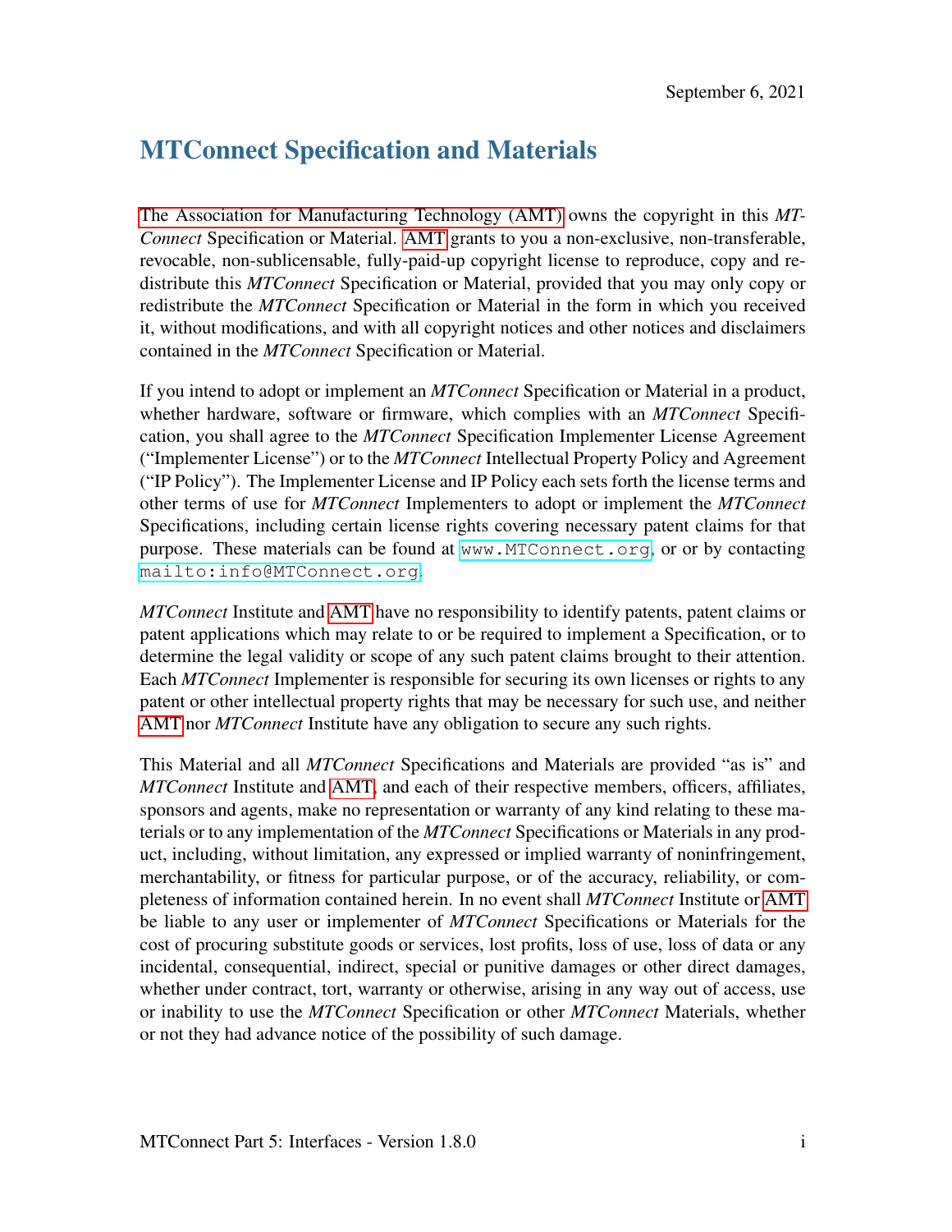September 6, 2021

# MTConnect Specification and Materials

The Association for Manufacturing Technology (AMT) owns the copyright in this *MTConnect* Specification or Material. AMT grants to you a non-exclusive, non-transferable, revocable, non-sublicensable, fully-paid-up copyright license to reproduce, copy and redistribute this *MTConnect* Specification or Material, provided that you may only copy or redistribute the *MTConnect* Specification or Material in the form in which you received it, without modifications, and with all copyright notices and other notices and disclaimers contained in the *MTConnect* Specification or Material.

If you intend to adopt or implement an *MTConnect* Specification or Material in a product, whether hardware, software or firmware, which complies with an *MTConnect* Specification, you shall agree to the *MTConnect* Specification Implementer License Agreement ("Implementer License") or to the *MTConnect* Intellectual Property Policy and Agreement ("IP Policy"). The Implementer License and IP Policy each sets forth the license terms and other terms of use for *MTConnect* Implementers to adopt or implement the *MTConnect* Specifications, including certain license rights covering necessary patent claims for that purpose. These materials can be found at `www.MTConnect.org`, or or by contacting `mailto:info@MTConnect.org`.

*MTConnect* Institute and AMT have no responsibility to identify patents, patent claims or patent applications which may relate to or be required to implement a Specification, or to determine the legal validity or scope of any such patent claims brought to their attention. Each *MTConnect* Implementer is responsible for securing its own licenses or rights to any patent or other intellectual property rights that may be necessary for such use, and neither AMT nor *MTConnect* Institute have any obligation to secure any such rights.

This Material and all *MTConnect* Specifications and Materials are provided "as is" and *MTConnect* Institute and AMT, and each of their respective members, officers, affiliates, sponsors and agents, make no representation or warranty of any kind relating to these materials or to any implementation of the *MTConnect* Specifications or Materials in any product, including, without limitation, any expressed or implied warranty of noninfringement, merchantability, or fitness for particular purpose, or of the accuracy, reliability, or completeness of information contained herein. In no event shall *MTConnect* Institute or AMT be liable to any user or implementer of *MTConnect* Specifications or Materials for the cost of procuring substitute goods or services, lost profits, loss of use, loss of data or any incidental, consequential, indirect, special or punitive damages or other direct damages, whether under contract, tort, warranty or otherwise, arising in any way out of access, use or inability to use the *MTConnect* Specification or other *MTConnect* Materials, whether or not they had advance notice of the possibility of such damage.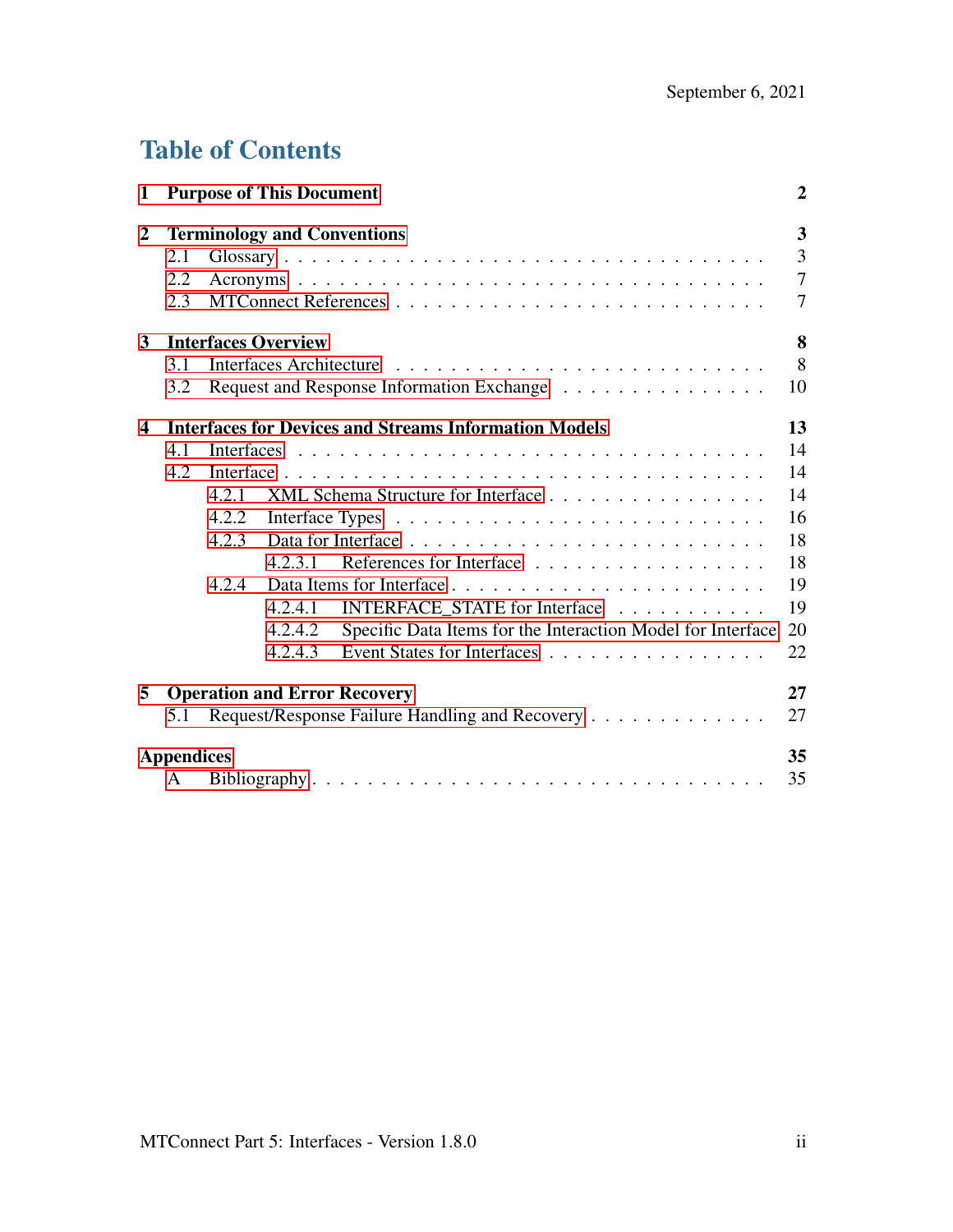September 6, 2021

# Table of Contents

**1 Purpose of This Document** **2**

**2 Terminology and Conventions** **3**
- 2.1 Glossary . . . 3
- 2.2 Acronyms . . . 7
- 2.3 MTConnect References . . . 7

**3 Interfaces Overview** **8**
- 3.1 Interfaces Architecture . . . 8
- 3.2 Request and Response Information Exchange . . . 10

**4 Interfaces for Devices and Streams Information Models** **13**
- 4.1 Interfaces . . . 14
- 4.2 Interface . . . 14
  - 4.2.1 XML Schema Structure for Interface . . . 14
  - 4.2.2 Interface Types . . . 16
  - 4.2.3 Data for Interface . . . 18
    - 4.2.3.1 References for Interface . . . 18
  - 4.2.4 Data Items for Interface . . . 19
    - 4.2.4.1 INTERFACE_STATE for Interface . . . 19
    - 4.2.4.2 Specific Data Items for the Interaction Model for Interface 20
    - 4.2.4.3 Event States for Interfaces . . . 22

**5 Operation and Error Recovery** **27**
- 5.1 Request/Response Failure Handling and Recovery . . . 27

**Appendices** **35**
- A Bibliography . . . 35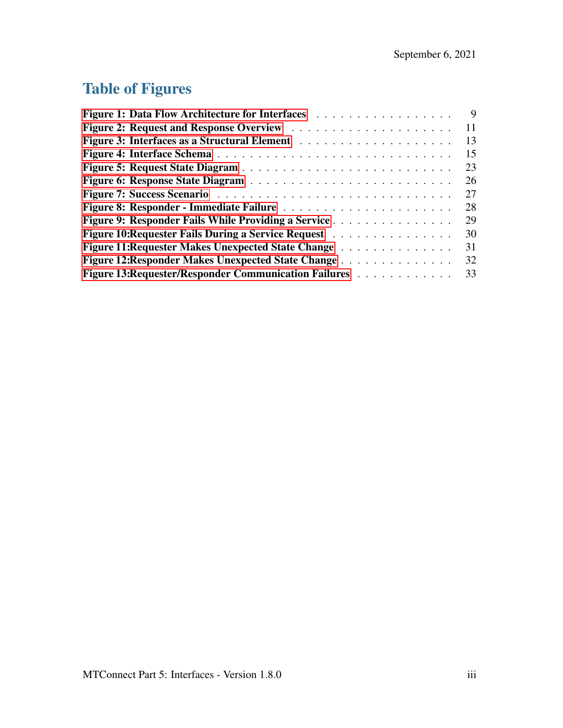# Table of Figures

Figure 1: Data Flow Architecture for Interfaces . . . . . . . . . . . . . . . . . . 9
Figure 2: Request and Response Overview . . . . . . . . . . . . . . . . . . . . 11
Figure 3: Interfaces as a Structural Element . . . . . . . . . . . . . . . . . . . 13
Figure 4: Interface Schema . . . . . . . . . . . . . . . . . . . . . . . . . . . . 15
Figure 5: Request State Diagram . . . . . . . . . . . . . . . . . . . . . . . . . 23
Figure 6: Response State Diagram . . . . . . . . . . . . . . . . . . . . . . . . 26
Figure 7: Success Scenario . . . . . . . . . . . . . . . . . . . . . . . . . . . . 27
Figure 8: Responder - Immediate Failure . . . . . . . . . . . . . . . . . . . . . 28
Figure 9: Responder Fails While Providing a Service . . . . . . . . . . . . . . . 29
Figure 10:Requester Fails During a Service Request . . . . . . . . . . . . . . . 30
Figure 11:Requester Makes Unexpected State Change . . . . . . . . . . . . . . 31
Figure 12:Responder Makes Unexpected State Change . . . . . . . . . . . . . . 32
Figure 13:Requester/Responder Communication Failures . . . . . . . . . . . . 33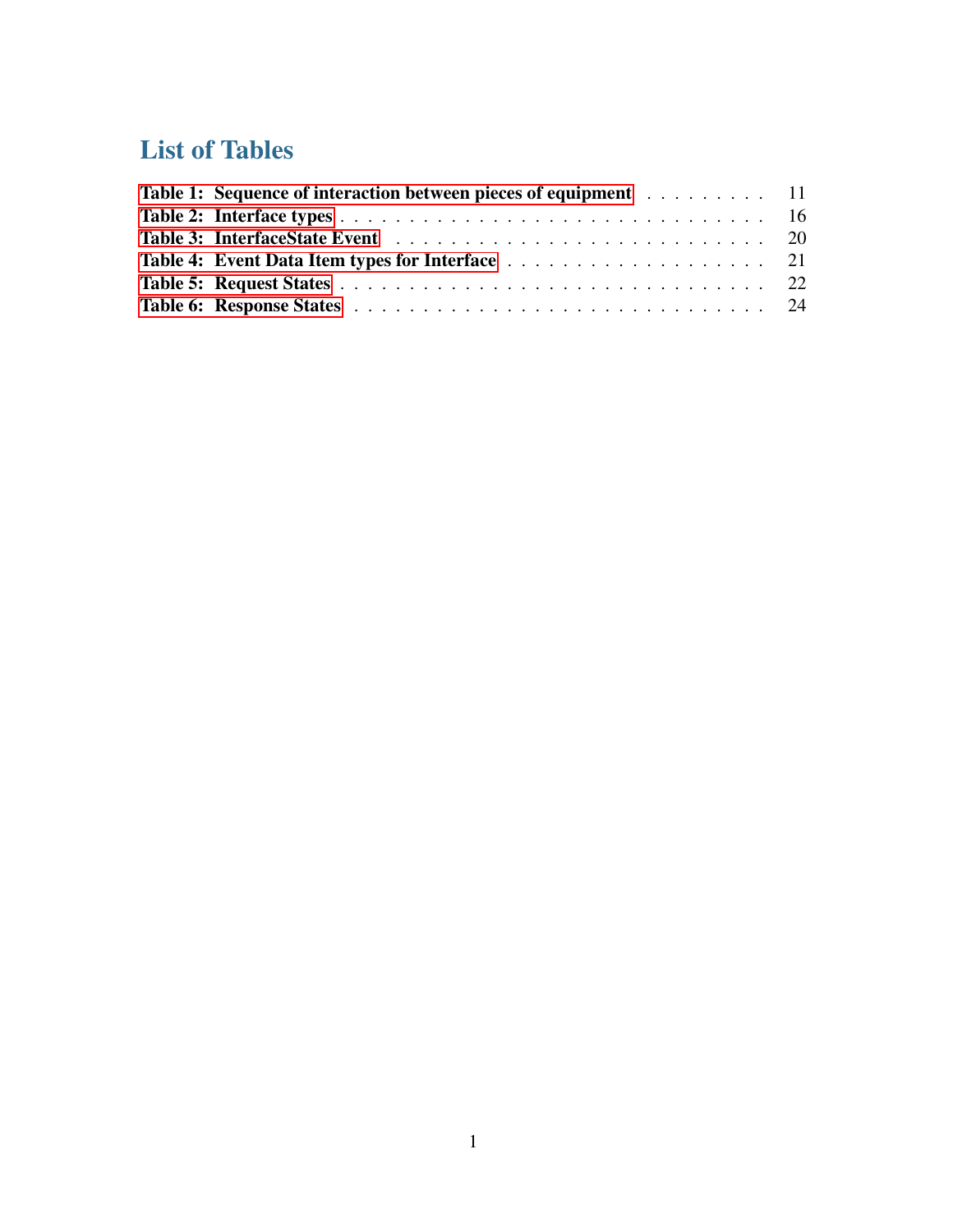# List of Tables

Table 1: Sequence of interaction between pieces of equipment . . . . . . . . . . 11
Table 2: Interface types . . . . . . . . . . . . . . . . . . . . . . . . . . . . . . . 16
Table 3: InterfaceState Event . . . . . . . . . . . . . . . . . . . . . . . . . . . . 20
Table 4: Event Data Item types for Interface . . . . . . . . . . . . . . . . . . . . 21
Table 5: Request States . . . . . . . . . . . . . . . . . . . . . . . . . . . . . . . 22
Table 6: Response States . . . . . . . . . . . . . . . . . . . . . . . . . . . . . . 24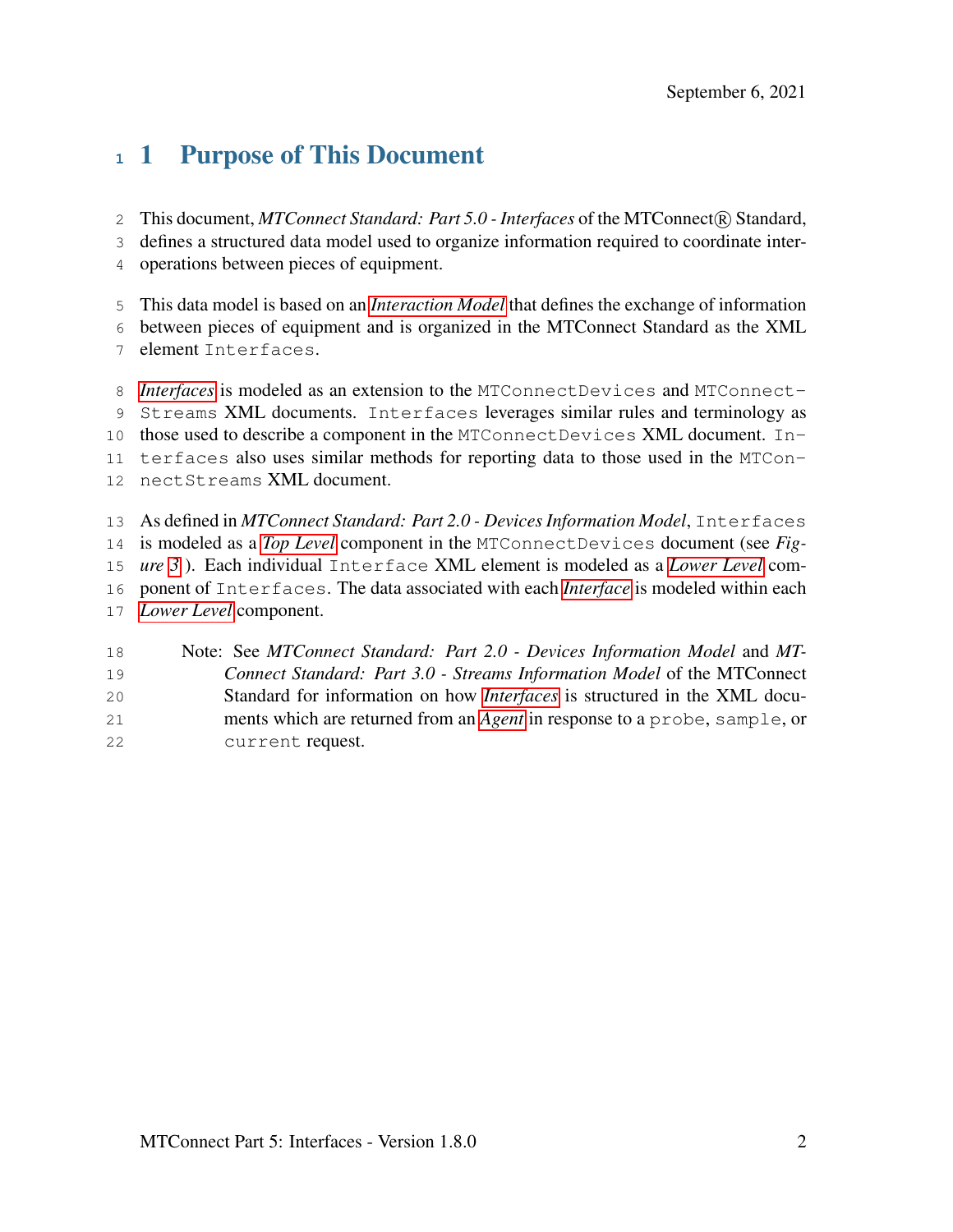# 1 Purpose of This Document

This document, *MTConnect Standard: Part 5.0 - Interfaces* of the MTConnect® Standard, defines a structured data model used to organize information required to coordinate inter-operations between pieces of equipment.

This data model is based on an *Interaction Model* that defines the exchange of information between pieces of equipment and is organized in the MTConnect Standard as the XML element `Interfaces`.

*Interfaces* is modeled as an extension to the `MTConnectDevices` and `MTConnectStreams` XML documents. `Interfaces` leverages similar rules and terminology as those used to describe a component in the `MTConnectDevices` XML document. `Interfaces` also uses similar methods for reporting data to those used in the `MTConnectStreams` XML document.

As defined in *MTConnect Standard: Part 2.0 - Devices Information Model*, `Interfaces` is modeled as a *Top Level* component in the `MTConnectDevices` document (see *Figure 3* ). Each individual `Interface` XML element is modeled as a *Lower Level* component of `Interfaces`. The data associated with each *Interface* is modeled within each *Lower Level* component.

> Note: See *MTConnect Standard: Part 2.0 - Devices Information Model* and *MTConnect Standard: Part 3.0 - Streams Information Model* of the MTConnect Standard for information on how *Interfaces* is structured in the XML documents which are returned from an *Agent* in response to a `probe`, `sample`, or `current` request.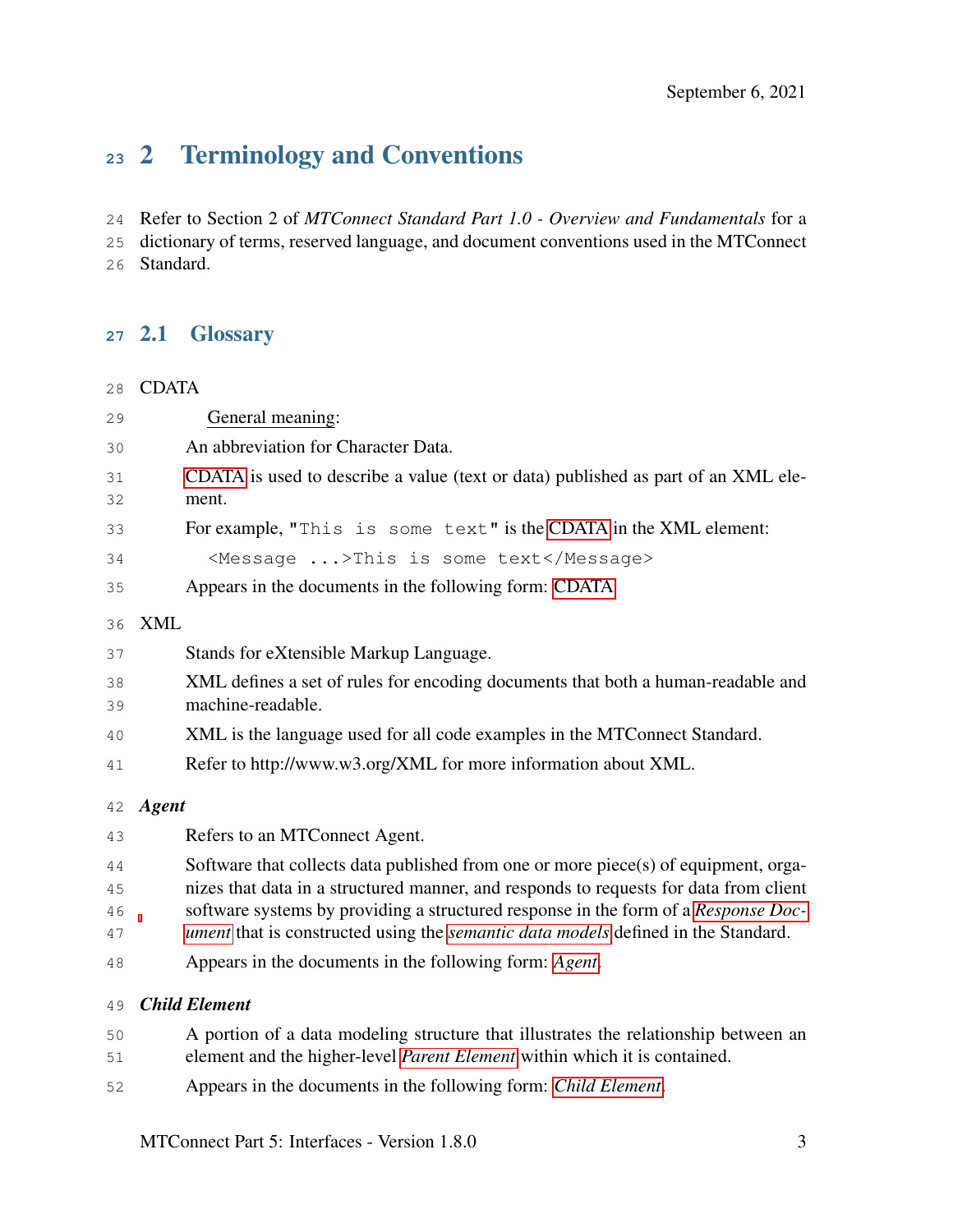# 2 Terminology and Conventions

Refer to Section 2 of *MTConnect Standard Part 1.0 - Overview and Fundamentals* for a dictionary of terms, reserved language, and document conventions used in the MTConnect Standard.

## 2.1 Glossary

CDATA

General meaning:

An abbreviation for Character Data.

CDATA is used to describe a value (text or data) published as part of an XML element.

For example, "`This is some text`" is the CDATA in the XML element:

```
<Message ...>This is some text</Message>
```

Appears in the documents in the following form: CDATA

XML

Stands for eXtensible Markup Language.

XML defines a set of rules for encoding documents that both a human-readable and machine-readable.

XML is the language used for all code examples in the MTConnect Standard.

Refer to http://www.w3.org/XML for more information about XML.

***Agent***

Refers to an MTConnect Agent.

Software that collects data published from one or more piece(s) of equipment, organizes that data in a structured manner, and responds to requests for data from client software systems by providing a structured response in the form of a *Response Document* that is constructed using the *semantic data models* defined in the Standard.

Appears in the documents in the following form: *Agent*.

***Child Element***

A portion of a data modeling structure that illustrates the relationship between an element and the higher-level *Parent Element* within which it is contained.

Appears in the documents in the following form: *Child Element*.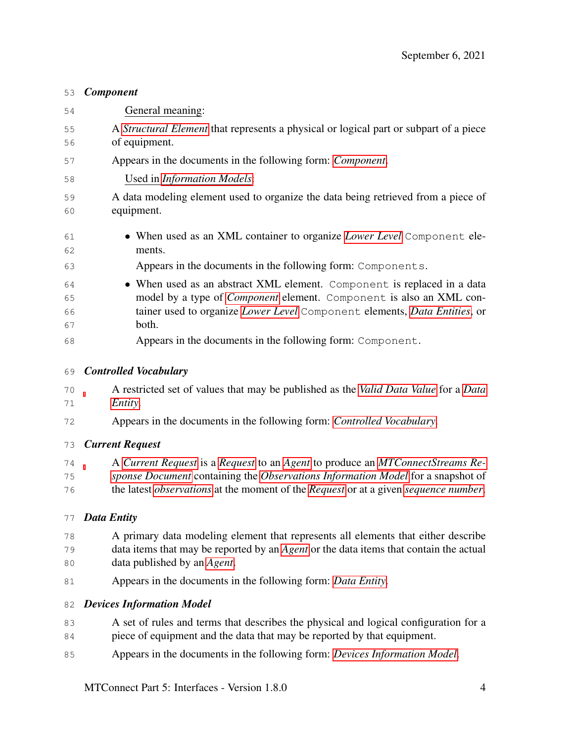***Component***

General meaning:

A *Structural Element* that represents a physical or logical part or subpart of a piece of equipment.

Appears in the documents in the following form: *Component*.

Used in *Information Models*:

A data modeling element used to organize the data being retrieved from a piece of equipment.

- When used as an XML container to organize *Lower Level* `Component` elements.

  Appears in the documents in the following form: `Components`.

- When used as an abstract XML element. `Component` is replaced in a data model by a type of *Component* element. `Component` is also an XML container used to organize *Lower Level* `Component` elements, *Data Entities*, or both.

  Appears in the documents in the following form: `Component`.

***Controlled Vocabulary***

A restricted set of values that may be published as the *Valid Data Value* for a *Data Entity*.

Appears in the documents in the following form: *Controlled Vocabulary*.

***Current Request***

A *Current Request* is a *Request* to an *Agent* to produce an *MTConnectStreams Response Document* containing the *Observations Information Model* for a snapshot of the latest *observations* at the moment of the *Request* or at a given *sequence number*.

***Data Entity***

A primary data modeling element that represents all elements that either describe data items that may be reported by an *Agent* or the data items that contain the actual data published by an *Agent*.

Appears in the documents in the following form: *Data Entity*.

***Devices Information Model***

A set of rules and terms that describes the physical and logical configuration for a piece of equipment and the data that may be reported by that equipment.

Appears in the documents in the following form: *Devices Information Model*.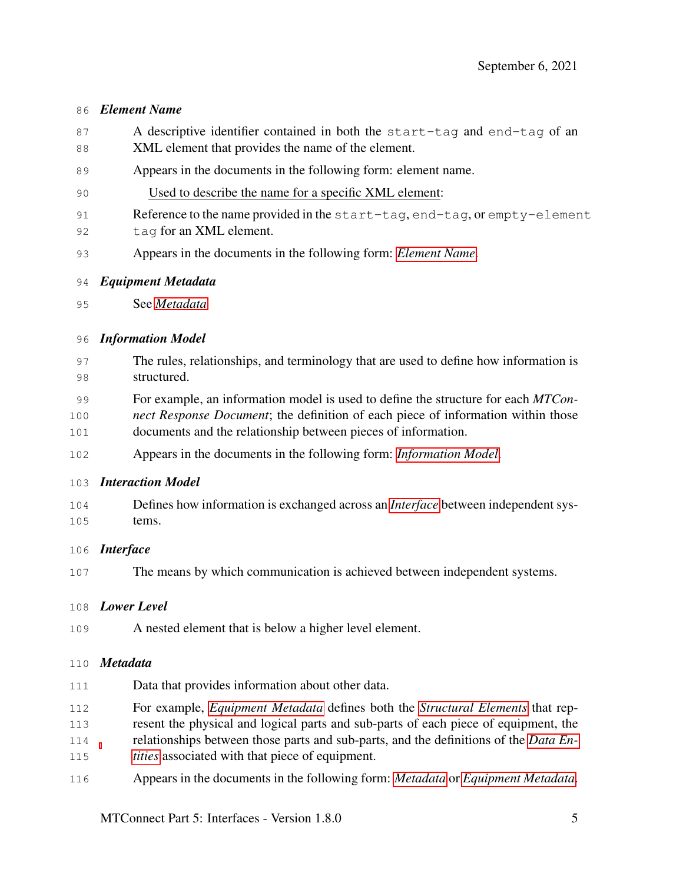***Element Name***

A descriptive identifier contained in both the `start-tag` and `end-tag` of an XML element that provides the name of the element.

Appears in the documents in the following form: element name.

Used to describe the name for a specific XML element:

Reference to the name provided in the `start-tag`, `end-tag`, or `empty-element tag` for an XML element.

Appears in the documents in the following form: *Element Name*.

***Equipment Metadata***

See *Metadata*

***Information Model***

The rules, relationships, and terminology that are used to define how information is structured.

For example, an information model is used to define the structure for each *MTConnect Response Document*; the definition of each piece of information within those documents and the relationship between pieces of information.

Appears in the documents in the following form: *Information Model*.

***Interaction Model***

Defines how information is exchanged across an *Interface* between independent systems.

***Interface***

The means by which communication is achieved between independent systems.

***Lower Level***

A nested element that is below a higher level element.

***Metadata***

Data that provides information about other data.

For example, *Equipment Metadata* defines both the *Structural Elements* that represent the physical and logical parts and sub-parts of each piece of equipment, the relationships between those parts and sub-parts, and the definitions of the *Data Entities* associated with that piece of equipment.

Appears in the documents in the following form: *Metadata* or *Equipment Metadata*.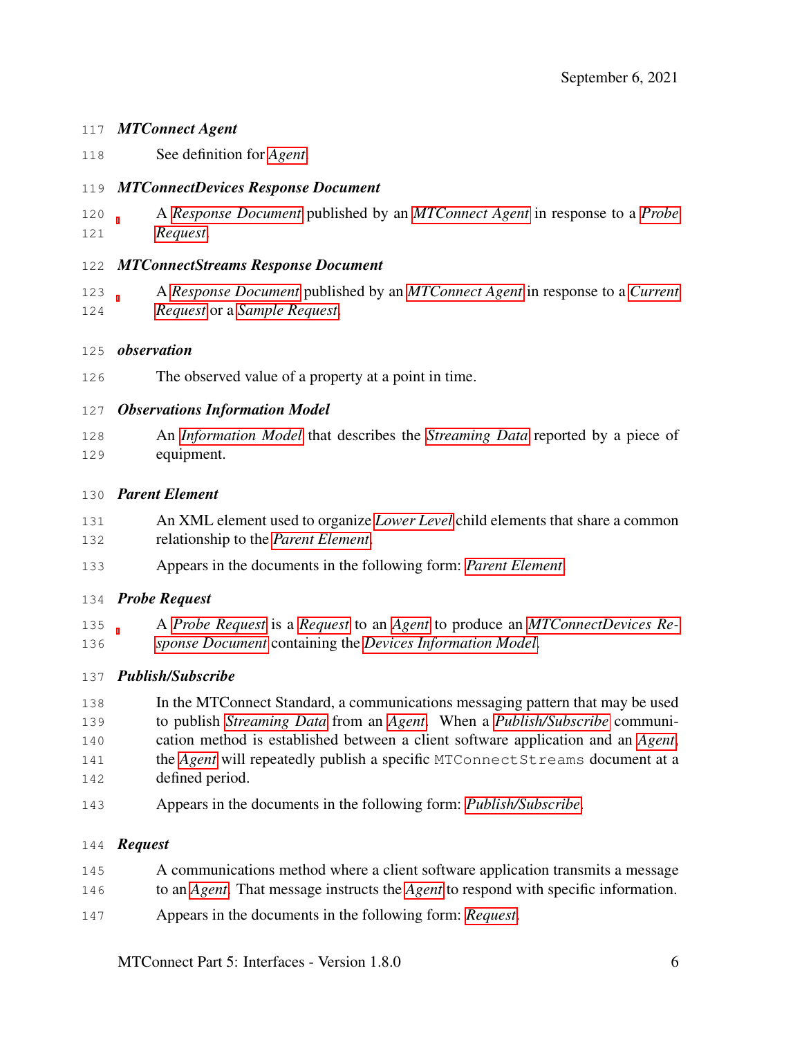***MTConnect Agent***

See definition for *Agent*.

***MTConnectDevices Response Document***

A *Response Document* published by an *MTConnect Agent* in response to a *Probe Request*.

***MTConnectStreams Response Document***

A *Response Document* published by an *MTConnect Agent* in response to a *Current Request* or a *Sample Request*.

***observation***

The observed value of a property at a point in time.

***Observations Information Model***

An *Information Model* that describes the *Streaming Data* reported by a piece of equipment.

***Parent Element***

An XML element used to organize *Lower Level* child elements that share a common relationship to the *Parent Element*.

Appears in the documents in the following form: *Parent Element*.

***Probe Request***

A *Probe Request* is a *Request* to an *Agent* to produce an *MTConnectDevices Response Document* containing the *Devices Information Model*.

***Publish/Subscribe***

In the MTConnect Standard, a communications messaging pattern that may be used to publish *Streaming Data* from an *Agent*. When a *Publish/Subscribe* communication method is established between a client software application and an *Agent*, the *Agent* will repeatedly publish a specific `MTConnectStreams` document at a defined period.

Appears in the documents in the following form: *Publish/Subscribe*.

***Request***

A communications method where a client software application transmits a message to an *Agent*. That message instructs the *Agent* to respond with specific information.

Appears in the documents in the following form: *Request*.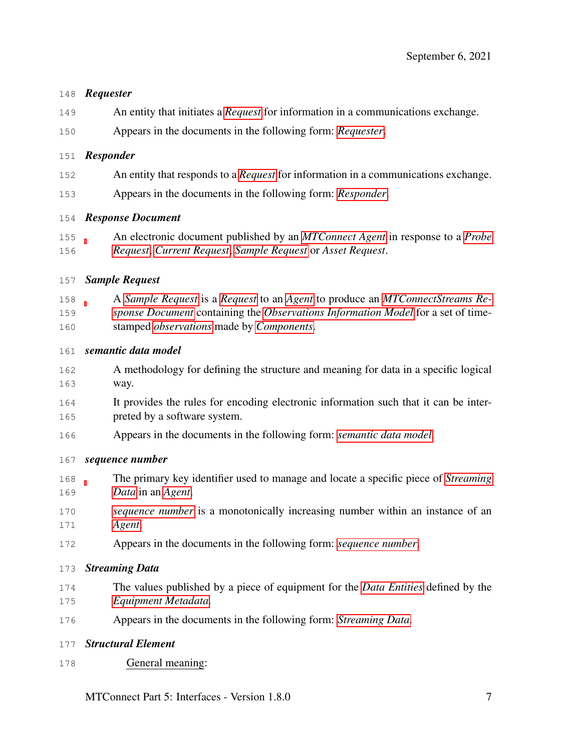***Requester***

An entity that initiates a *Request* for information in a communications exchange.

Appears in the documents in the following form: *Requester*.

***Responder***

An entity that responds to a *Request* for information in a communications exchange.

Appears in the documents in the following form: *Responder*.

***Response Document***

An electronic document published by an *MTConnect Agent* in response to a *Probe Request*, *Current Request*, *Sample Request* or *Asset Request*.

***Sample Request***

A *Sample Request* is a *Request* to an *Agent* to produce an *MTConnectStreams Response Document* containing the *Observations Information Model* for a set of timestamped *observations* made by *Components*.

***semantic data model***

A methodology for defining the structure and meaning for data in a specific logical way.

It provides the rules for encoding electronic information such that it can be interpreted by a software system.

Appears in the documents in the following form: *semantic data model*.

***sequence number***

The primary key identifier used to manage and locate a specific piece of *Streaming Data* in an *Agent*.

*sequence number* is a monotonically increasing number within an instance of an *Agent*.

Appears in the documents in the following form: *sequence number*.

***Streaming Data***

The values published by a piece of equipment for the *Data Entities* defined by the *Equipment Metadata*.

Appears in the documents in the following form: *Streaming Data*.

***Structural Element***

General meaning: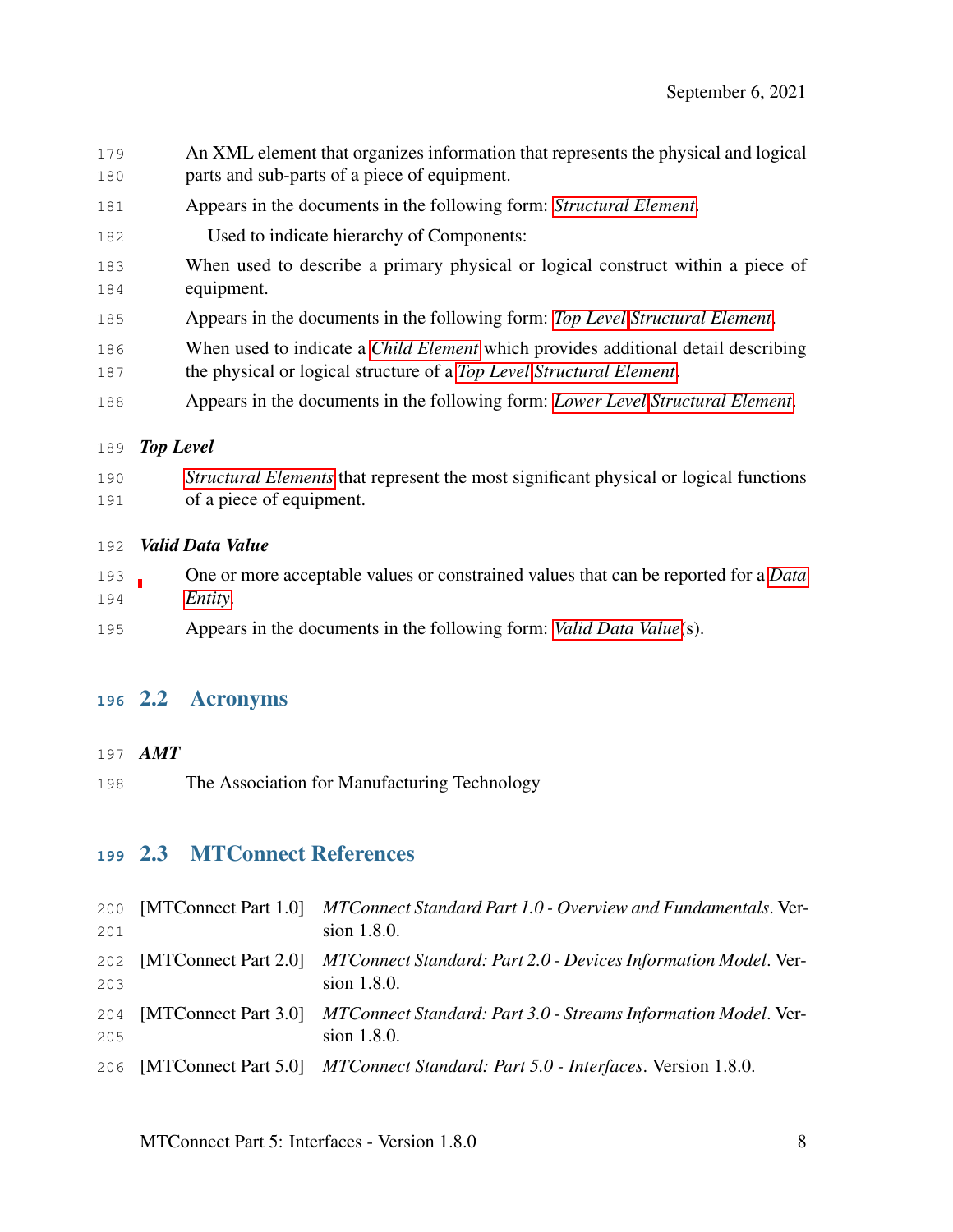An XML element that organizes information that represents the physical and logical parts and sub-parts of a piece of equipment.

Appears in the documents in the following form: *Structural Element*.

Used to indicate hierarchy of Components:

When used to describe a primary physical or logical construct within a piece of equipment.

Appears in the documents in the following form: *Top Level* *Structural Element*.

When used to indicate a *Child Element* which provides additional detail describing the physical or logical structure of a *Top Level* *Structural Element*.

Appears in the documents in the following form: *Lower Level* *Structural Element*.

***Top Level***

*Structural Elements* that represent the most significant physical or logical functions of a piece of equipment.

***Valid Data Value***

One or more acceptable values or constrained values that can be reported for a *Data Entity*.

Appears in the documents in the following form: *Valid Data Value*(s).

## 2.2 Acronyms

***AMT***

The Association for Manufacturing Technology

## 2.3 MTConnect References

[MTConnect Part 1.0] *MTConnect Standard Part 1.0 - Overview and Fundamentals*. Version 1.8.0.

[MTConnect Part 2.0] *MTConnect Standard: Part 2.0 - Devices Information Model*. Version 1.8.0.

[MTConnect Part 3.0] *MTConnect Standard: Part 3.0 - Streams Information Model*. Version 1.8.0.

[MTConnect Part 5.0] *MTConnect Standard: Part 5.0 - Interfaces*. Version 1.8.0.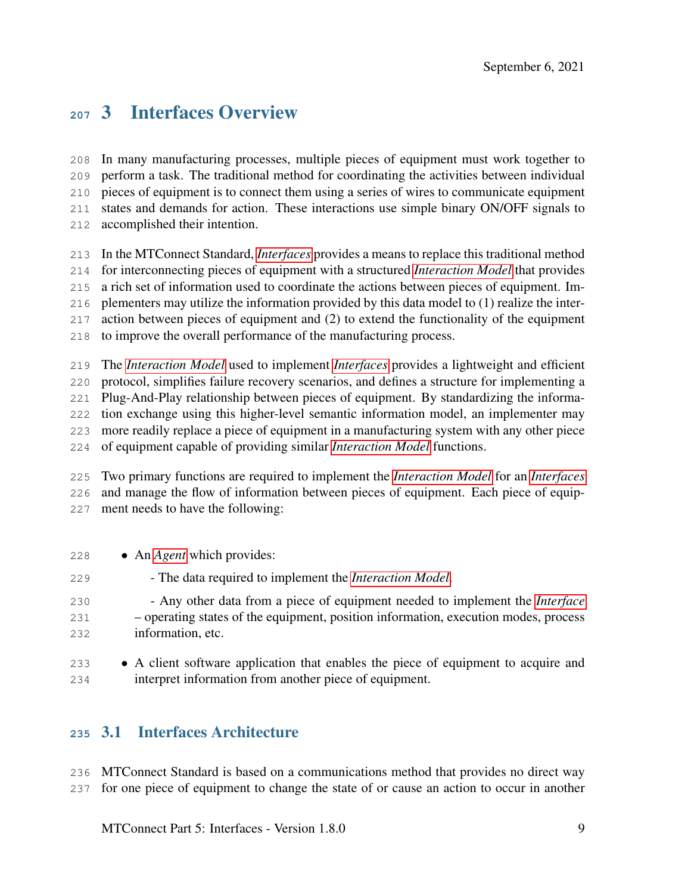# 3 Interfaces Overview

In many manufacturing processes, multiple pieces of equipment must work together to perform a task. The traditional method for coordinating the activities between individual pieces of equipment is to connect them using a series of wires to communicate equipment states and demands for action. These interactions use simple binary ON/OFF signals to accomplished their intention.

In the MTConnect Standard, *Interfaces* provides a means to replace this traditional method for interconnecting pieces of equipment with a structured *Interaction Model* that provides a rich set of information used to coordinate the actions between pieces of equipment. Implementers may utilize the information provided by this data model to (1) realize the interaction between pieces of equipment and (2) to extend the functionality of the equipment to improve the overall performance of the manufacturing process.

The *Interaction Model* used to implement *Interfaces* provides a lightweight and efficient protocol, simplifies failure recovery scenarios, and defines a structure for implementing a Plug-And-Play relationship between pieces of equipment. By standardizing the information exchange using this higher-level semantic information model, an implementer may more readily replace a piece of equipment in a manufacturing system with any other piece of equipment capable of providing similar *Interaction Model* functions.

Two primary functions are required to implement the *Interaction Model* for an *Interfaces* and manage the flow of information between pieces of equipment. Each piece of equipment needs to have the following:

- An *Agent* which provides:

  - The data required to implement the *Interaction Model*.

  - Any other data from a piece of equipment needed to implement the *Interface* – operating states of the equipment, position information, execution modes, process information, etc.

- A client software application that enables the piece of equipment to acquire and interpret information from another piece of equipment.

## 3.1 Interfaces Architecture

MTConnect Standard is based on a communications method that provides no direct way for one piece of equipment to change the state of or cause an action to occur in another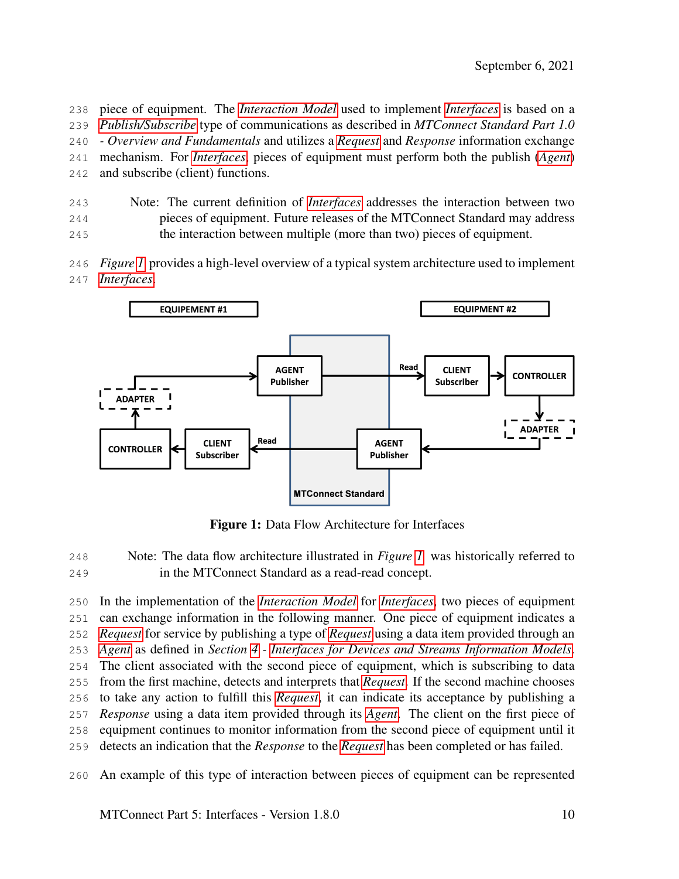piece of equipment. The *Interaction Model* used to implement *Interfaces* is based on a *Publish/Subscribe* type of communications as described in *MTConnect Standard Part 1.0 - Overview and Fundamentals* and utilizes a *Request* and *Response* information exchange mechanism. For *Interfaces*, pieces of equipment must perform both the publish (*Agent*) and subscribe (client) functions.

> Note: The current definition of *Interfaces* addresses the interaction between two pieces of equipment. Future releases of the MTConnect Standard may address the interaction between multiple (more than two) pieces of equipment.

*Figure 1* provides a high-level overview of a typical system architecture used to implement *Interfaces*.

EQUIPEMENT #1 | EQUIPMENT #2

AGENT Publisher — Read → CLIENT Subscriber → CONTROLLER → ADAPTER → AGENT Publisher — Read → CLIENT Subscriber → CONTROLLER → ADAPTER → AGENT Publisher

MTConnect Standard

**Figure 1:** Data Flow Architecture for Interfaces

> Note: The data flow architecture illustrated in *Figure 1* was historically referred to in the MTConnect Standard as a read-read concept.

In the implementation of the *Interaction Model* for *Interfaces*, two pieces of equipment can exchange information in the following manner. One piece of equipment indicates a *Request* for service by publishing a type of *Request* using a data item provided through an *Agent* as defined in *Section 4 - Interfaces for Devices and Streams Information Models*. The client associated with the second piece of equipment, which is subscribing to data from the first machine, detects and interprets that *Request*. If the second machine chooses to take any action to fulfill this *Request*, it can indicate its acceptance by publishing a *Response* using a data item provided through its *Agent*. The client on the first piece of equipment continues to monitor information from the second piece of equipment until it detects an indication that the *Response* to the *Request* has been completed or has failed.

An example of this type of interaction between pieces of equipment can be represented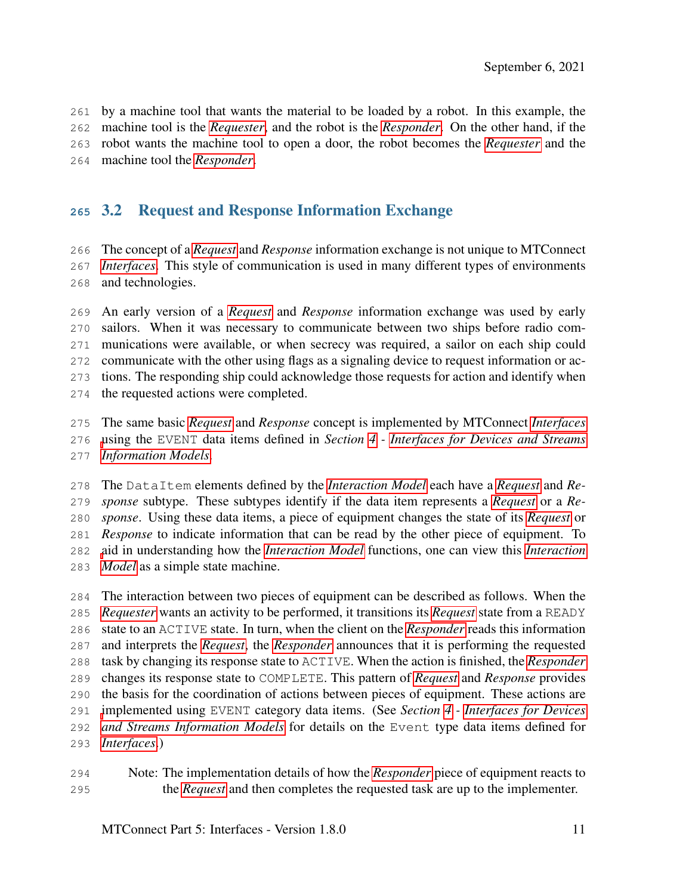by a machine tool that wants the material to be loaded by a robot. In this example, the machine tool is the *Requester*, and the robot is the *Responder*. On the other hand, if the robot wants the machine tool to open a door, the robot becomes the *Requester* and the machine tool the *Responder*.

## 3.2 Request and Response Information Exchange

The concept of a *Request* and *Response* information exchange is not unique to MTConnect *Interfaces*. This style of communication is used in many different types of environments and technologies.

An early version of a *Request* and *Response* information exchange was used by early sailors. When it was necessary to communicate between two ships before radio communications were available, or when secrecy was required, a sailor on each ship could communicate with the other using flags as a signaling device to request information or actions. The responding ship could acknowledge those requests for action and identify when the requested actions were completed.

The same basic *Request* and *Response* concept is implemented by MTConnect *Interfaces* using the `EVENT` data items defined in *Section 4 - Interfaces for Devices and Streams Information Models*.

The `DataItem` elements defined by the *Interaction Model* each have a *Request* and *Response* subtype. These subtypes identify if the data item represents a *Request* or a *Response*. Using these data items, a piece of equipment changes the state of its *Request* or *Response* to indicate information that can be read by the other piece of equipment. To aid in understanding how the *Interaction Model* functions, one can view this *Interaction Model* as a simple state machine.

The interaction between two pieces of equipment can be described as follows. When the *Requester* wants an activity to be performed, it transitions its *Request* state from a `READY` state to an `ACTIVE` state. In turn, when the client on the *Responder* reads this information and interprets the *Request*, the *Responder* announces that it is performing the requested task by changing its response state to `ACTIVE`. When the action is finished, the *Responder* changes its response state to `COMPLETE`. This pattern of *Request* and *Response* provides the basis for the coordination of actions between pieces of equipment. These actions are implemented using `EVENT` category data items. (See *Section 4 - Interfaces for Devices and Streams Information Models* for details on the `Event` type data items defined for *Interfaces*.)

> Note: The implementation details of how the *Responder* piece of equipment reacts to the *Request* and then completes the requested task are up to the implementer.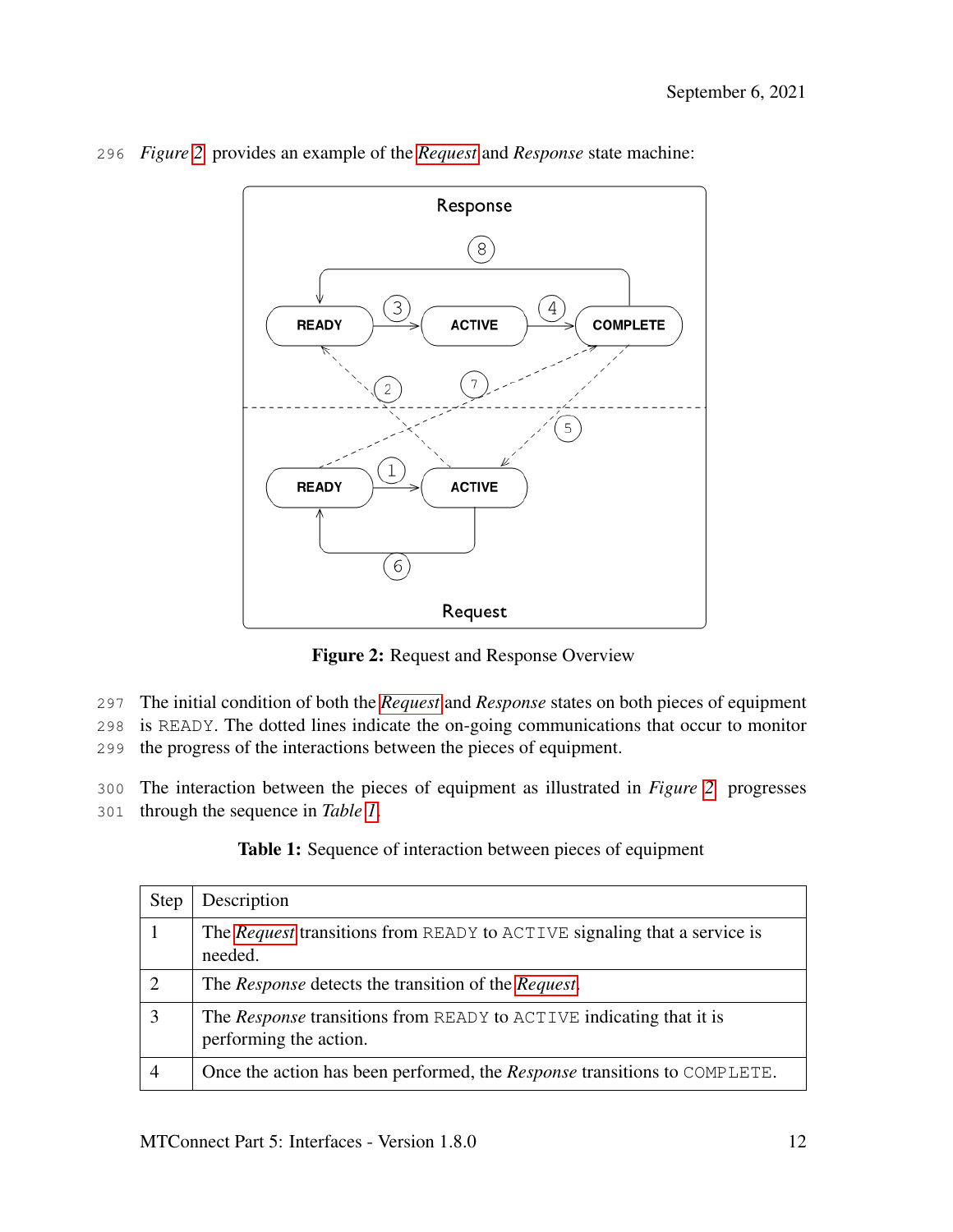*Figure 2* provides an example of the *Request* and *Response* state machine:

**Figure 2:** Request and Response Overview

The initial condition of both the *Request* and *Response* states on both pieces of equipment is READY. The dotted lines indicate the on-going communications that occur to monitor the progress of the interactions between the pieces of equipment.

The interaction between the pieces of equipment as illustrated in *Figure 2* progresses through the sequence in *Table 1*.

**Table 1:** Sequence of interaction between pieces of equipment

| Step | Description |
|---|---|
| 1 | The *Request* transitions from READY to ACTIVE signaling that a service is needed. |
| 2 | The *Response* detects the transition of the *Request*. |
| 3 | The *Response* transitions from READY to ACTIVE indicating that it is performing the action. |
| 4 | Once the action has been performed, the *Response* transitions to COMPLETE. |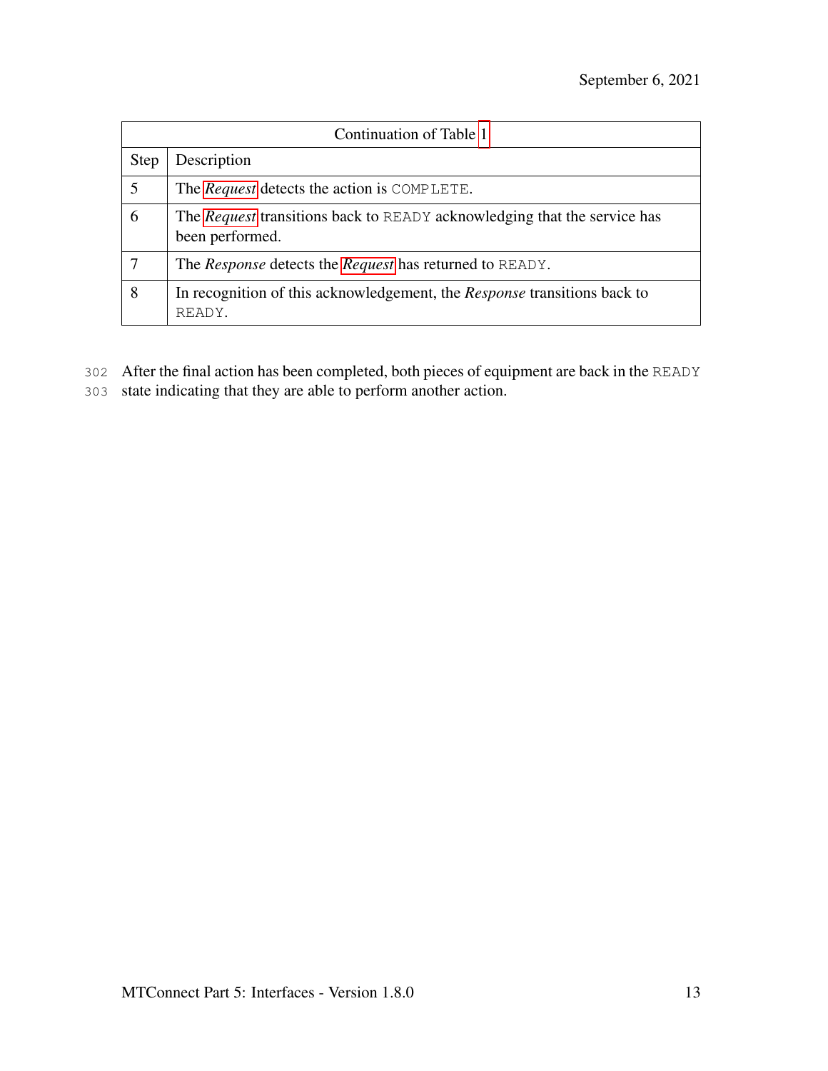| Continuation of Table 1 | |
|---|---|
| Step | Description |
| 5 | The *Request* detects the action is COMPLETE. |
| 6 | The *Request* transitions back to READY acknowledging that the service has been performed. |
| 7 | The *Response* detects the *Request* has returned to READY. |
| 8 | In recognition of this acknowledgement, the *Response* transitions back to READY. |

After the final action has been completed, both pieces of equipment are back in the READY state indicating that they are able to perform another action.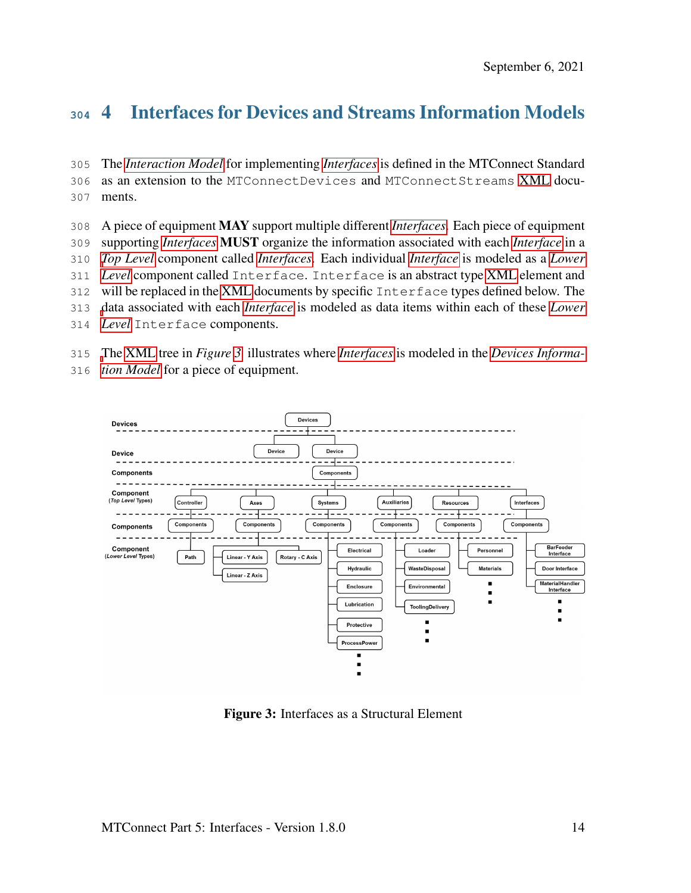# 4 Interfaces for Devices and Streams Information Models

The *Interaction Model* for implementing *Interfaces* is defined in the MTConnect Standard as an extension to the `MTConnectDevices` and `MTConnectStreams` XML documents.

A piece of equipment **MAY** support multiple different *Interfaces*. Each piece of equipment supporting *Interfaces* **MUST** organize the information associated with each *Interface* in a *Top Level* component called *Interfaces*. Each individual *Interface* is modeled as a *Lower Level* component called `Interface`. `Interface` is an abstract type XML element and will be replaced in the XML documents by specific `Interface` types defined below. The data associated with each *Interface* is modeled as data items within each of these *Lower Level* `Interface` components.

The XML tree in *Figure 3* illustrates where *Interfaces* is modeled in the *Devices Information Model* for a piece of equipment.

Figure 3: Interfaces as a Structural Element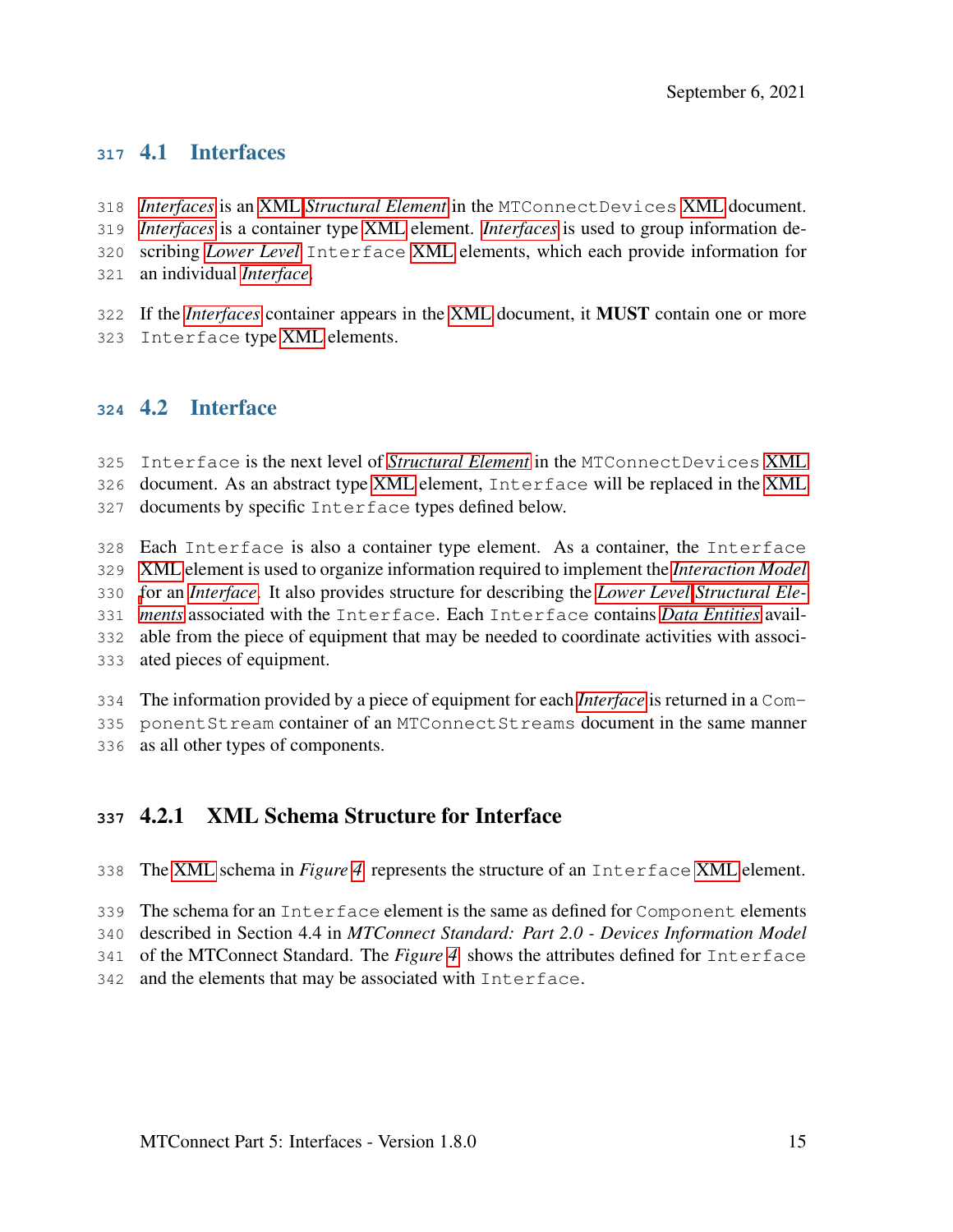## 4.1 Interfaces

*Interfaces* is an XML *Structural Element* in the MTConnectDevices XML document. *Interfaces* is a container type XML element. *Interfaces* is used to group information describing *Lower Level* Interface XML elements, which each provide information for an individual *Interface*.

If the *Interfaces* container appears in the XML document, it **MUST** contain one or more Interface type XML elements.

## 4.2 Interface

Interface is the next level of *Structural Element* in the MTConnectDevices XML document. As an abstract type XML element, Interface will be replaced in the XML documents by specific Interface types defined below.

Each Interface is also a container type element. As a container, the Interface XML element is used to organize information required to implement the *Interaction Model* for an *Interface*. It also provides structure for describing the *Lower Level Structural Elements* associated with the Interface. Each Interface contains *Data Entities* available from the piece of equipment that may be needed to coordinate activities with associated pieces of equipment.

The information provided by a piece of equipment for each *Interface* is returned in a ComponentStream container of an MTConnectStreams document in the same manner as all other types of components.

### 4.2.1 XML Schema Structure for Interface

The XML schema in *Figure 4* represents the structure of an Interface XML element.

The schema for an Interface element is the same as defined for Component elements described in Section 4.4 in *MTConnect Standard: Part 2.0 - Devices Information Model* of the MTConnect Standard. The *Figure 4* shows the attributes defined for Interface and the elements that may be associated with Interface.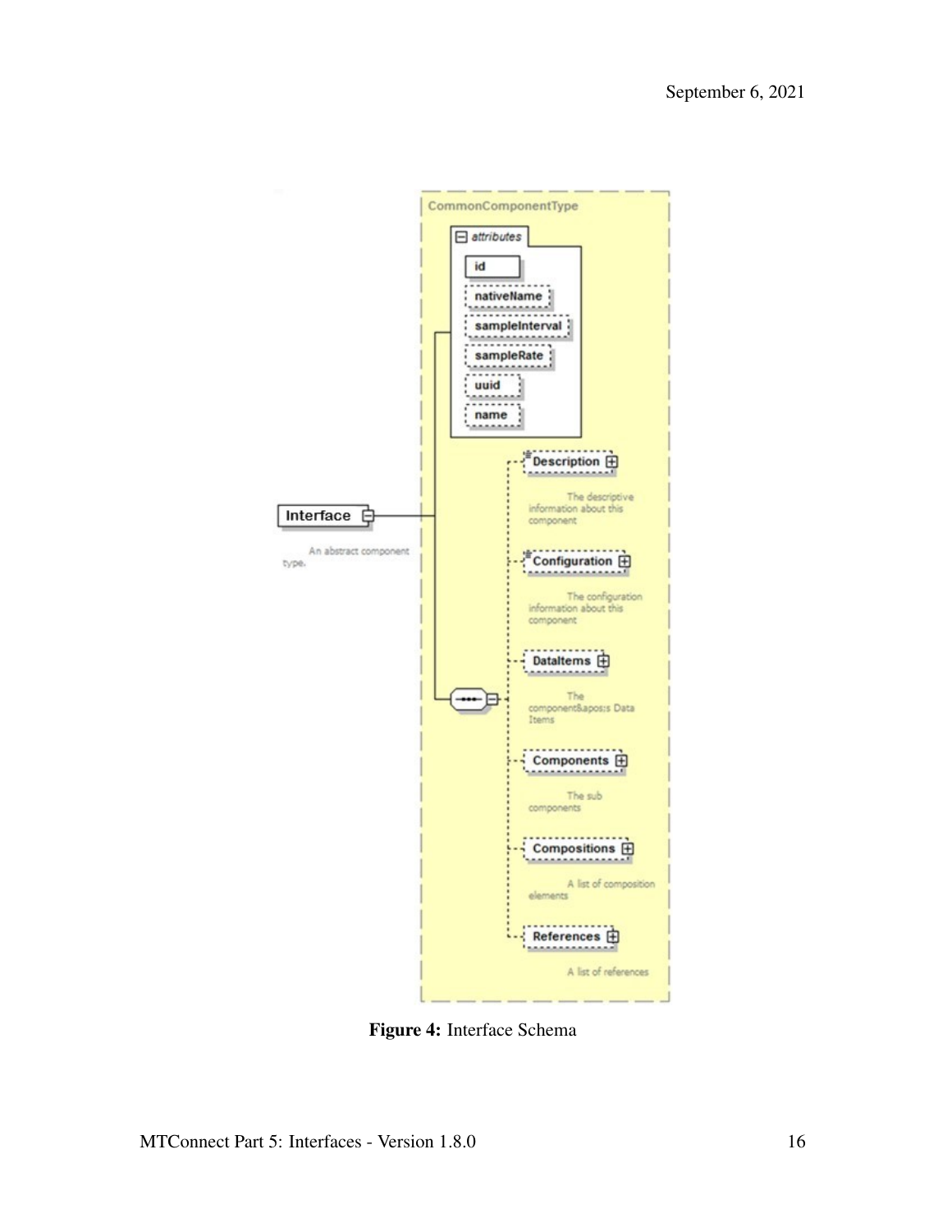Figure 4: Interface Schema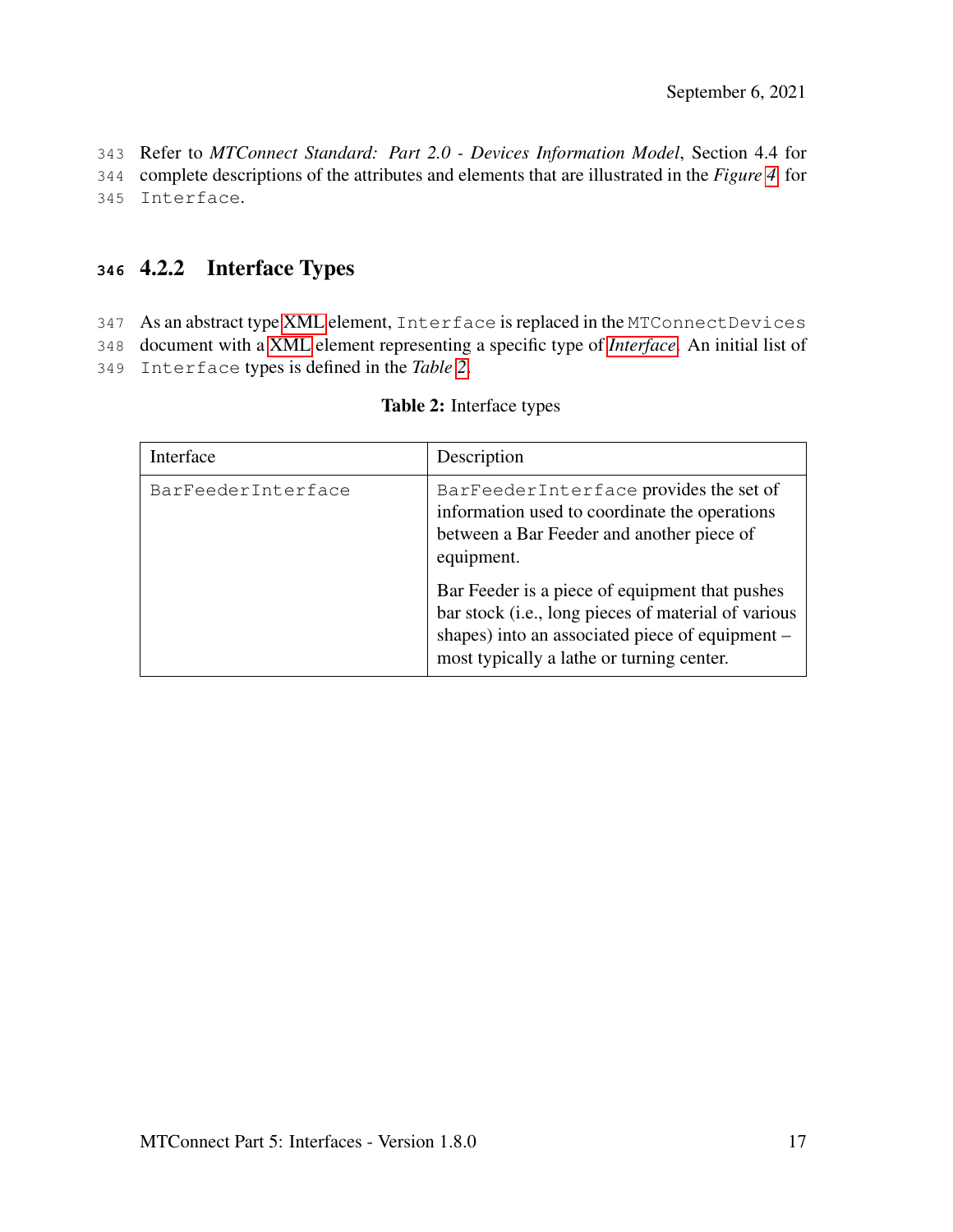Refer to *MTConnect Standard: Part 2.0 - Devices Information Model*, Section 4.4 for complete descriptions of the attributes and elements that are illustrated in the *Figure 4* for `Interface`.

### 4.2.2 Interface Types

As an abstract type XML element, `Interface` is replaced in the `MTConnectDevices` document with a XML element representing a specific type of *Interface*. An initial list of `Interface` types is defined in the *Table 2*.

**Table 2:** Interface types

| Interface | Description |
| --- | --- |
| `BarFeederInterface` | `BarFeederInterface` provides the set of information used to coordinate the operations between a Bar Feeder and another piece of equipment.<br><br>Bar Feeder is a piece of equipment that pushes bar stock (i.e., long pieces of material of various shapes) into an associated piece of equipment – most typically a lathe or turning center. |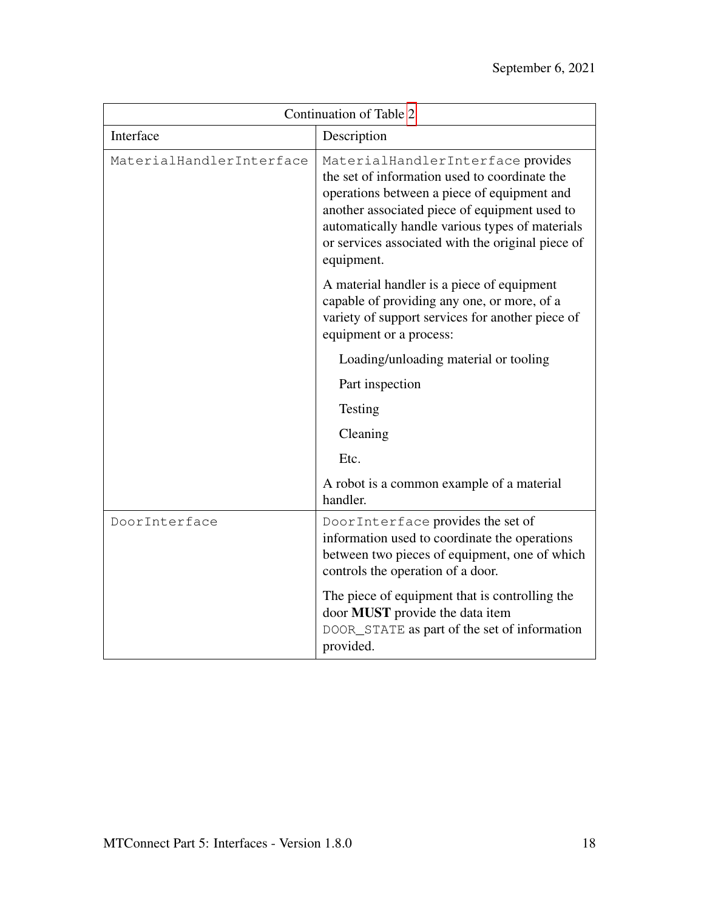| Continuation of Table 2 | |
|---|---|
| Interface | Description |
| `MaterialHandlerInterface` | `MaterialHandlerInterface` provides the set of information used to coordinate the operations between a piece of equipment and another associated piece of equipment used to automatically handle various types of materials or services associated with the original piece of equipment.<br><br>A material handler is a piece of equipment capable of providing any one, or more, of a variety of support services for another piece of equipment or a process:<br><br>Loading/unloading material or tooling<br><br>Part inspection<br><br>Testing<br><br>Cleaning<br><br>Etc.<br><br>A robot is a common example of a material handler. |
| `DoorInterface` | `DoorInterface` provides the set of information used to coordinate the operations between two pieces of equipment, one of which controls the operation of a door.<br><br>The piece of equipment that is controlling the door **MUST** provide the data item `DOOR_STATE` as part of the set of information provided. |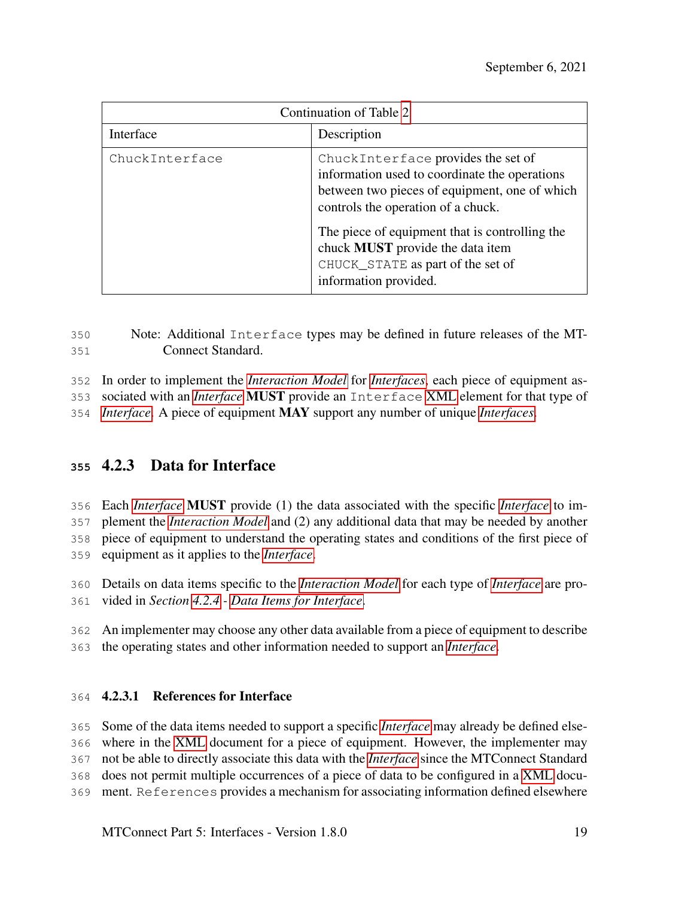| Continuation of Table 2 | |
|---|---|
| Interface | Description |
| `ChuckInterface` | `ChuckInterface` provides the set of information used to coordinate the operations between two pieces of equipment, one of which controls the operation of a chuck.<br><br>The piece of equipment that is controlling the chuck **MUST** provide the data item `CHUCK_STATE` as part of the set of information provided. |

> Note: Additional `Interface` types may be defined in future releases of the MTConnect Standard.

In order to implement the *Interaction Model* for *Interfaces*, each piece of equipment associated with an *Interface* **MUST** provide an `Interface` XML element for that type of *Interface*. A piece of equipment **MAY** support any number of unique *Interfaces*.

### 4.2.3 Data for Interface

Each *Interface* **MUST** provide (1) the data associated with the specific *Interface* to implement the *Interaction Model* and (2) any additional data that may be needed by another piece of equipment to understand the operating states and conditions of the first piece of equipment as it applies to the *Interface*.

Details on data items specific to the *Interaction Model* for each type of *Interface* are provided in *Section* 4.2.4 - *Data Items for Interface*.

An implementer may choose any other data available from a piece of equipment to describe the operating states and other information needed to support an *Interface*.

#### 4.2.3.1 References for Interface

Some of the data items needed to support a specific *Interface* may already be defined elsewhere in the XML document for a piece of equipment. However, the implementer may not be able to directly associate this data with the *Interface* since the MTConnect Standard does not permit multiple occurrences of a piece of data to be configured in a XML document. `References` provides a mechanism for associating information defined elsewhere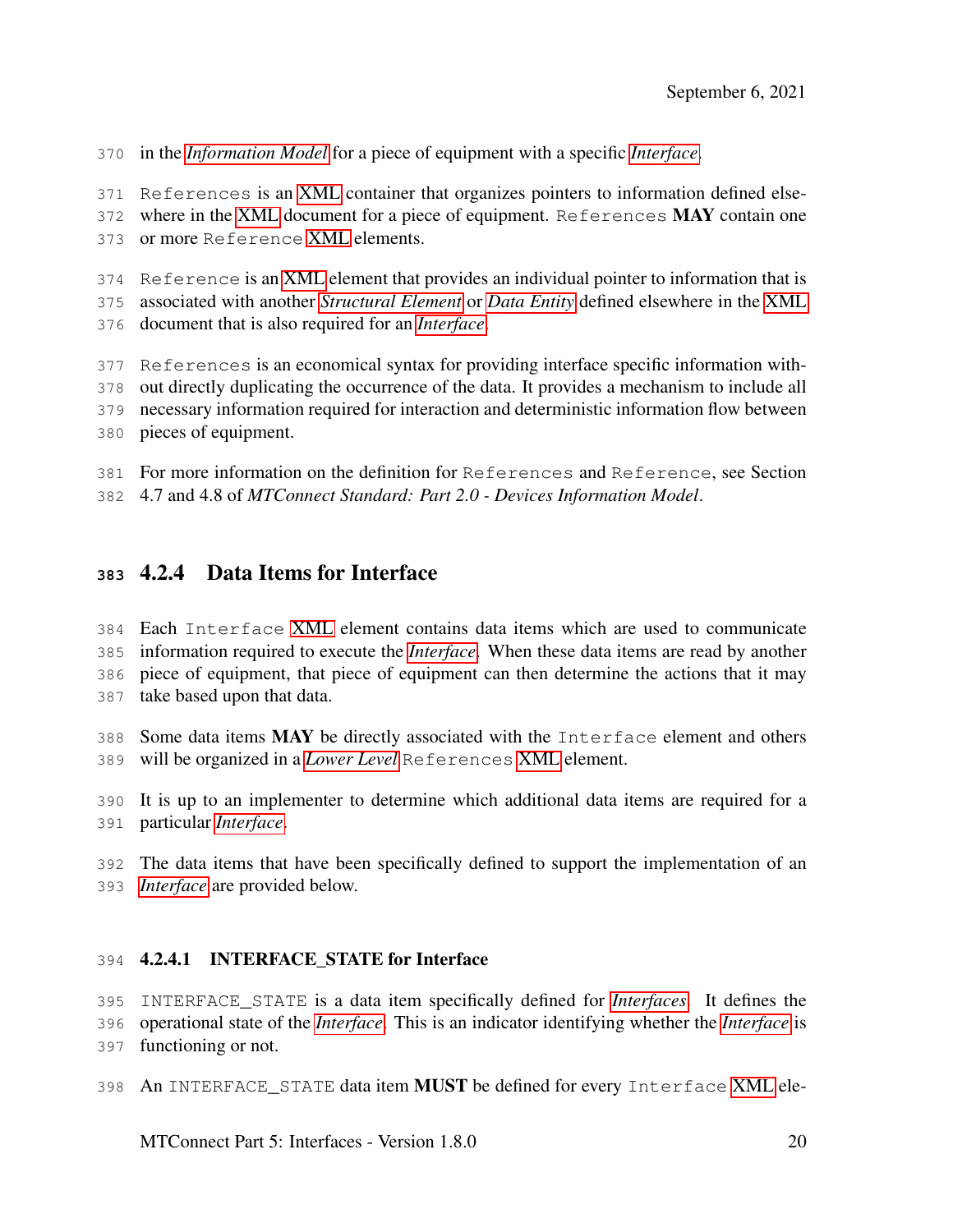in the *Information Model* for a piece of equipment with a specific *Interface*.

References is an XML container that organizes pointers to information defined elsewhere in the XML document for a piece of equipment. References **MAY** contain one or more Reference XML elements.

Reference is an XML element that provides an individual pointer to information that is associated with another *Structural Element* or *Data Entity* defined elsewhere in the XML document that is also required for an *Interface*.

References is an economical syntax for providing interface specific information without directly duplicating the occurrence of the data. It provides a mechanism to include all necessary information required for interaction and deterministic information flow between pieces of equipment.

For more information on the definition for References and Reference, see Section 4.7 and 4.8 of *MTConnect Standard: Part 2.0 - Devices Information Model*.

### 4.2.4 Data Items for Interface

Each Interface XML element contains data items which are used to communicate information required to execute the *Interface*. When these data items are read by another piece of equipment, that piece of equipment can then determine the actions that it may take based upon that data.

Some data items **MAY** be directly associated with the Interface element and others will be organized in a *Lower Level* References XML element.

It is up to an implementer to determine which additional data items are required for a particular *Interface*.

The data items that have been specifically defined to support the implementation of an *Interface* are provided below.

#### 4.2.4.1 INTERFACE_STATE for Interface

INTERFACE_STATE is a data item specifically defined for *Interfaces*. It defines the operational state of the *Interface*. This is an indicator identifying whether the *Interface* is functioning or not.

An INTERFACE_STATE data item **MUST** be defined for every Interface XML ele-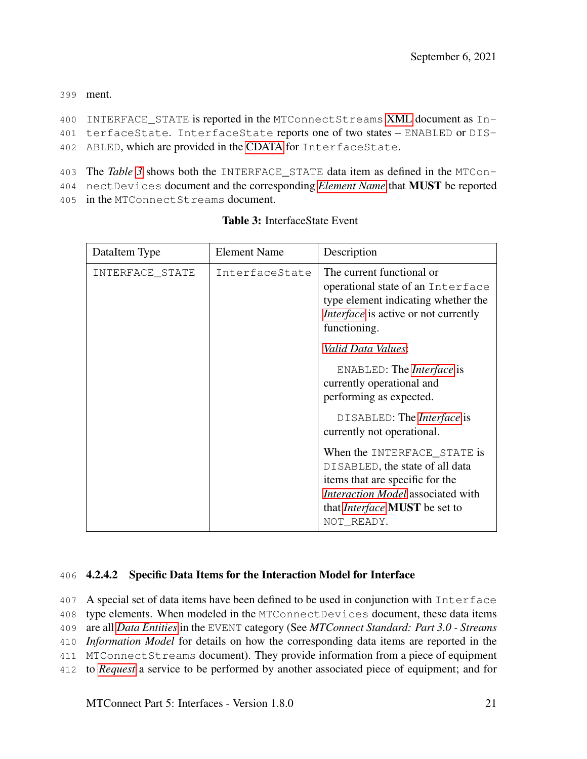ment.

INTERFACE_STATE is reported in the MTConnectStreams XML document as InterfaceState. InterfaceState reports one of two states – ENABLED or DISABLED, which are provided in the CDATA for InterfaceState.

The *Table 3* shows both the INTERFACE_STATE data item as defined in the MTConnectDevices document and the corresponding *Element Name* that **MUST** be reported in the MTConnectStreams document.

**Table 3:** InterfaceState Event

| DataItem Type | Element Name | Description |
|---|---|---|
| INTERFACE_STATE | InterfaceState | The current functional or operational state of an Interface type element indicating whether the *Interface* is active or not currently functioning.<br><br>*Valid Data Values*:<br><br>ENABLED: The *Interface* is currently operational and performing as expected.<br><br>DISABLED: The *Interface* is currently not operational.<br><br>When the INTERFACE_STATE is DISABLED, the state of all data items that are specific for the *Interaction Model* associated with that *Interface* **MUST** be set to NOT_READY. |

#### 4.2.4.2 Specific Data Items for the Interaction Model for Interface

A special set of data items have been defined to be used in conjunction with Interface type elements. When modeled in the MTConnectDevices document, these data items are all *Data Entities* in the EVENT category (See *MTConnect Standard: Part 3.0 - Streams Information Model* for details on how the corresponding data items are reported in the MTConnectStreams document). They provide information from a piece of equipment to *Request* a service to be performed by another associated piece of equipment; and for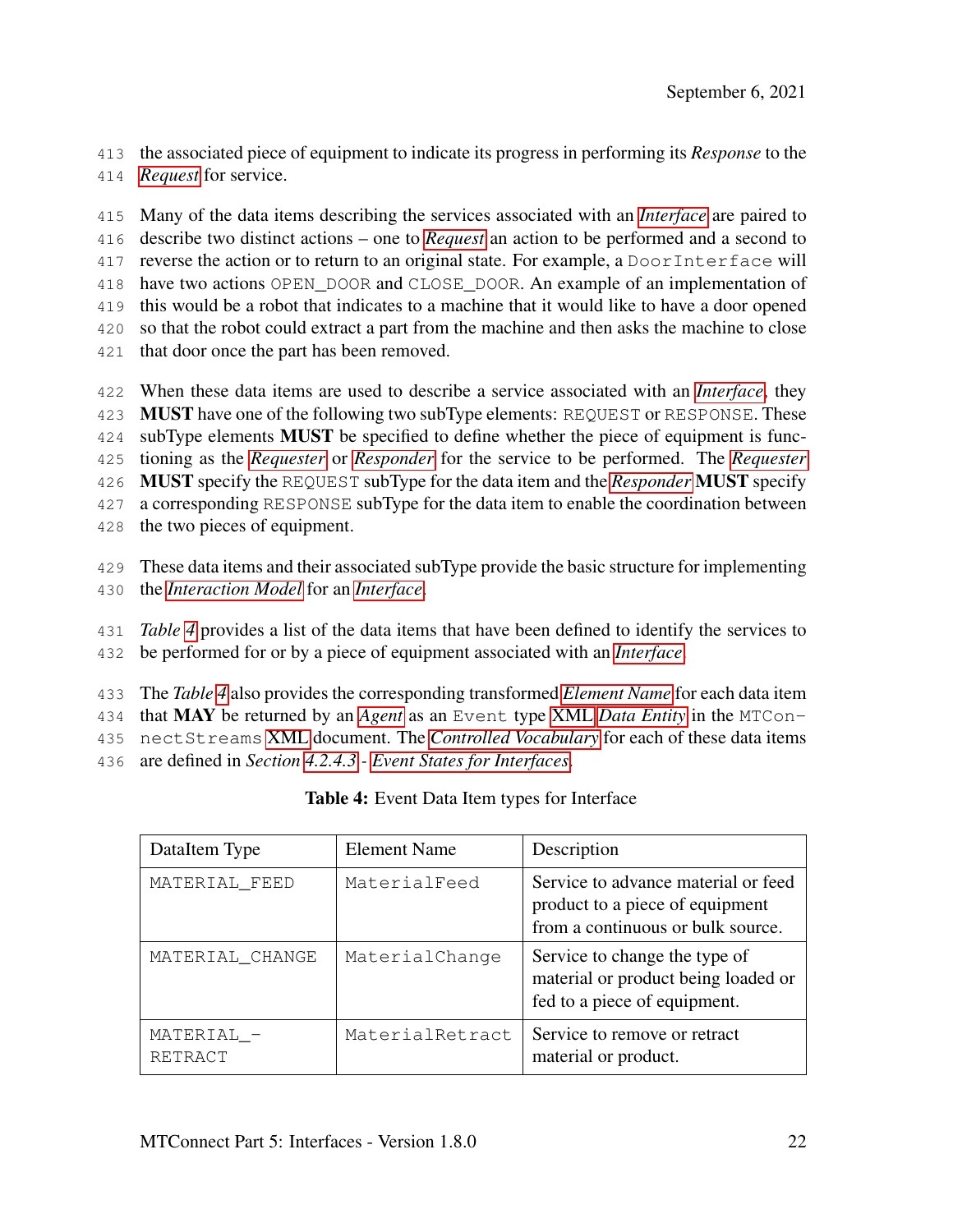the associated piece of equipment to indicate its progress in performing its *Response* to the *Request* for service.

Many of the data items describing the services associated with an *Interface* are paired to describe two distinct actions – one to *Request* an action to be performed and a second to reverse the action or to return to an original state. For example, a `DoorInterface` will have two actions `OPEN_DOOR` and `CLOSE_DOOR`. An example of an implementation of this would be a robot that indicates to a machine that it would like to have a door opened so that the robot could extract a part from the machine and then asks the machine to close that door once the part has been removed.

When these data items are used to describe a service associated with an *Interface*, they **MUST** have one of the following two subType elements: `REQUEST` or `RESPONSE`. These subType elements **MUST** be specified to define whether the piece of equipment is functioning as the *Requester* or *Responder* for the service to be performed. The *Requester* **MUST** specify the `REQUEST` subType for the data item and the *Responder* **MUST** specify a corresponding `RESPONSE` subType for the data item to enable the coordination between the two pieces of equipment.

These data items and their associated subType provide the basic structure for implementing the *Interaction Model* for an *Interface*.

*Table 4* provides a list of the data items that have been defined to identify the services to be performed for or by a piece of equipment associated with an *Interface*.

The *Table 4* also provides the corresponding transformed *Element Name* for each data item that **MAY** be returned by an *Agent* as an `Event` type XML *Data Entity* in the `MTConnectStreams` XML document. The *Controlled Vocabulary* for each of these data items are defined in *Section 4.2.4.3 - Event States for Interfaces*.

**Table 4:** Event Data Item types for Interface

| DataItem Type | Element Name | Description |
|---|---|---|
| `MATERIAL_FEED` | `MaterialFeed` | Service to advance material or feed product to a piece of equipment from a continuous or bulk source. |
| `MATERIAL_CHANGE` | `MaterialChange` | Service to change the type of material or product being loaded or fed to a piece of equipment. |
| `MATERIAL_RETRACT` | `MaterialRetract` | Service to remove or retract material or product. |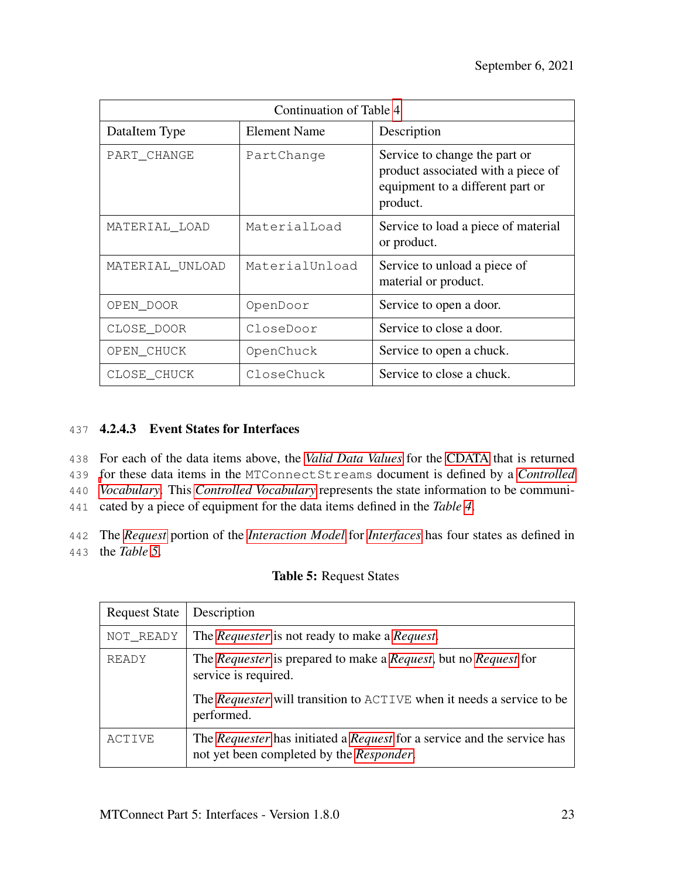| Continuation of Table 4 | | |
|---|---|---|
| DataItem Type | Element Name | Description |
| `PART_CHANGE` | `PartChange` | Service to change the part or product associated with a piece of equipment to a different part or product. |
| `MATERIAL_LOAD` | `MaterialLoad` | Service to load a piece of material or product. |
| `MATERIAL_UNLOAD` | `MaterialUnload` | Service to unload a piece of material or product. |
| `OPEN_DOOR` | `OpenDoor` | Service to open a door. |
| `CLOSE_DOOR` | `CloseDoor` | Service to close a door. |
| `OPEN_CHUCK` | `OpenChuck` | Service to open a chuck. |
| `CLOSE_CHUCK` | `CloseChuck` | Service to close a chuck. |

#### 4.2.4.3 Event States for Interfaces

For each of the data items above, the *Valid Data Values* for the CDATA that is returned for these data items in the `MTConnectStreams` document is defined by a *Controlled Vocabulary*. This *Controlled Vocabulary* represents the state information to be communicated by a piece of equipment for the data items defined in the *Table 4*.

The *Request* portion of the *Interaction Model* for *Interfaces* has four states as defined in the *Table 5*.

**Table 5:** Request States

| Request State | Description |
|---|---|
| `NOT_READY` | The *Requester* is not ready to make a *Request*. |
| `READY` | The *Requester* is prepared to make a *Request*, but no *Request* for service is required.<br><br>The *Requester* will transition to `ACTIVE` when it needs a service to be performed. |
| `ACTIVE` | The *Requester* has initiated a *Request* for a service and the service has not yet been completed by the *Responder*. |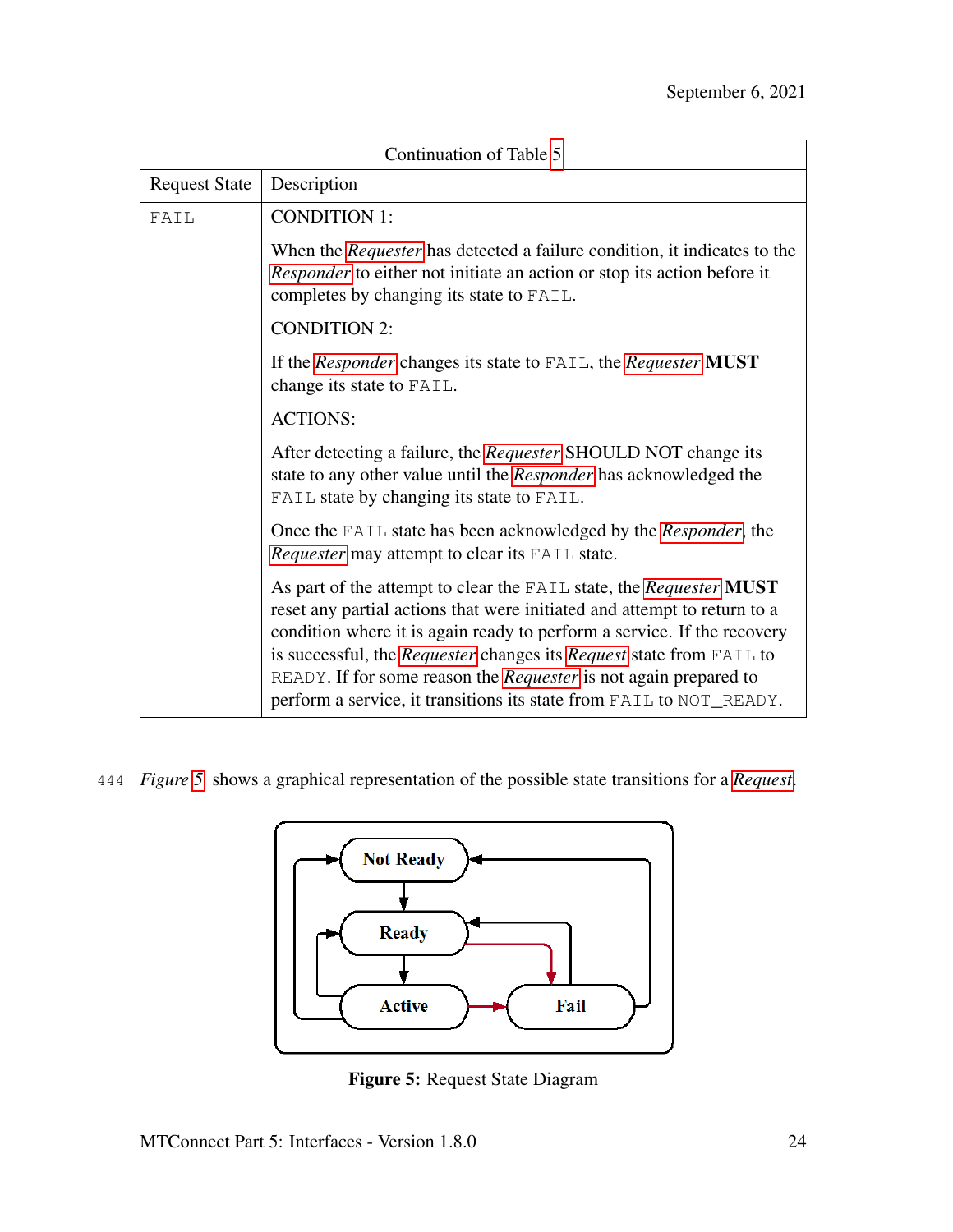| Continuation of Table 5 | |
|---|---|
| Request State | Description |
| FAIL | CONDITION 1:<br><br>When the *Requester* has detected a failure condition, it indicates to the *Responder* to either not initiate an action or stop its action before it completes by changing its state to FAIL.<br><br>CONDITION 2:<br><br>If the *Responder* changes its state to FAIL, the *Requester* **MUST** change its state to FAIL.<br><br>ACTIONS:<br><br>After detecting a failure, the *Requester* SHOULD NOT change its state to any other value until the *Responder* has acknowledged the FAIL state by changing its state to FAIL.<br><br>Once the FAIL state has been acknowledged by the *Responder*, the *Requester* may attempt to clear its FAIL state.<br><br>As part of the attempt to clear the FAIL state, the *Requester* **MUST** reset any partial actions that were initiated and attempt to return to a condition where it is again ready to perform a service. If the recovery is successful, the *Requester* changes its *Request* state from FAIL to READY. If for some reason the *Requester* is not again prepared to perform a service, it transitions its state from FAIL to NOT_READY. |

*Figure 5* shows a graphical representation of the possible state transitions for a *Request*.

Not Ready
Ready
Active
Fail

**Figure 5:** Request State Diagram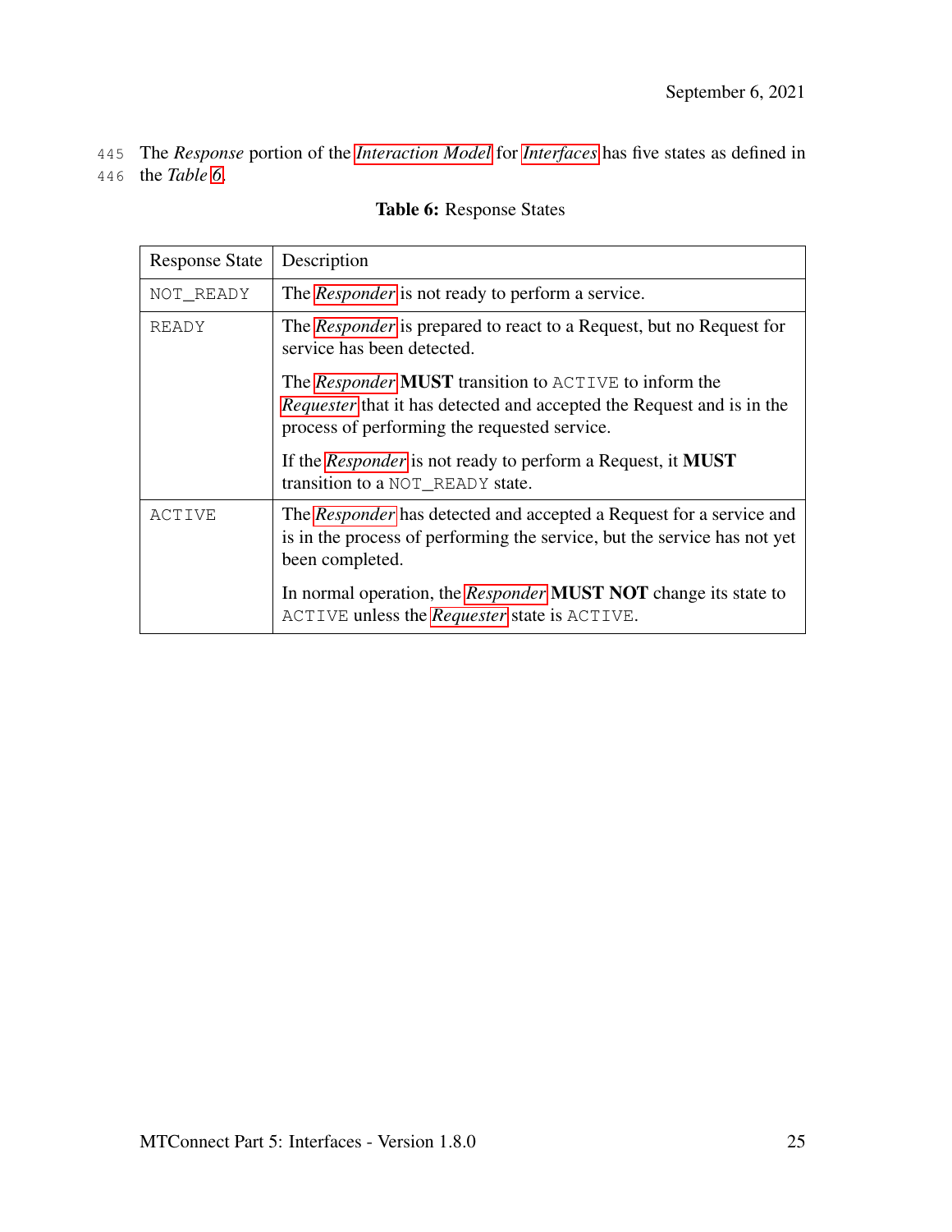The *Response* portion of the *Interaction Model* for *Interfaces* has five states as defined in the *Table 6*.

**Table 6:** Response States

| Response State | Description |
|---|---|
| `NOT_READY` | The *Responder* is not ready to perform a service. |
| `READY` | The *Responder* is prepared to react to a Request, but no Request for service has been detected.<br><br>The *Responder* **MUST** transition to `ACTIVE` to inform the *Requester* that it has detected and accepted the Request and is in the process of performing the requested service.<br><br>If the *Responder* is not ready to perform a Request, it **MUST** transition to a `NOT_READY` state. |
| `ACTIVE` | The *Responder* has detected and accepted a Request for a service and is in the process of performing the service, but the service has not yet been completed.<br><br>In normal operation, the *Responder* **MUST NOT** change its state to `ACTIVE` unless the *Requester* state is `ACTIVE`. |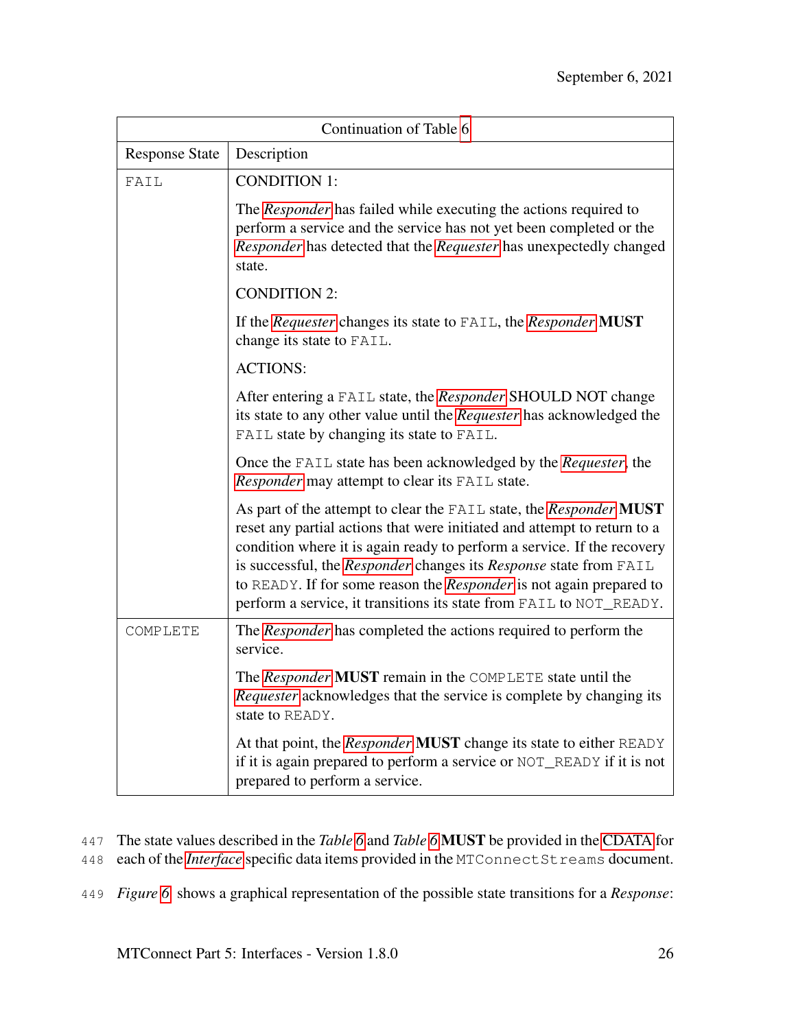| Continuation of Table 6 | |
|---|---|
| Response State | Description |
| FAIL | CONDITION 1:<br><br>The *Responder* has failed while executing the actions required to perform a service and the service has not yet been completed or the *Responder* has detected that the *Requester* has unexpectedly changed state.<br><br>CONDITION 2:<br><br>If the *Requester* changes its state to FAIL, the *Responder* **MUST** change its state to FAIL.<br><br>ACTIONS:<br><br>After entering a FAIL state, the *Responder* SHOULD NOT change its state to any other value until the *Requester* has acknowledged the FAIL state by changing its state to FAIL.<br><br>Once the FAIL state has been acknowledged by the *Requester*, the *Responder* may attempt to clear its FAIL state.<br><br>As part of the attempt to clear the FAIL state, the *Responder* **MUST** reset any partial actions that were initiated and attempt to return to a condition where it is again ready to perform a service. If the recovery is successful, the *Responder* changes its *Response* state from FAIL to READY. If for some reason the *Responder* is not again prepared to perform a service, it transitions its state from FAIL to NOT_READY. |
| COMPLETE | The *Responder* has completed the actions required to perform the service.<br><br>The *Responder* **MUST** remain in the COMPLETE state until the *Requester* acknowledges that the service is complete by changing its state to READY.<br><br>At that point, the *Responder* **MUST** change its state to either READY if it is again prepared to perform a service or NOT_READY if it is not prepared to perform a service. |

The state values described in the *Table 6* and *Table 6* **MUST** be provided in the CDATA for each of the *Interface* specific data items provided in the MTConnectStreams document.

*Figure 6* shows a graphical representation of the possible state transitions for a *Response*: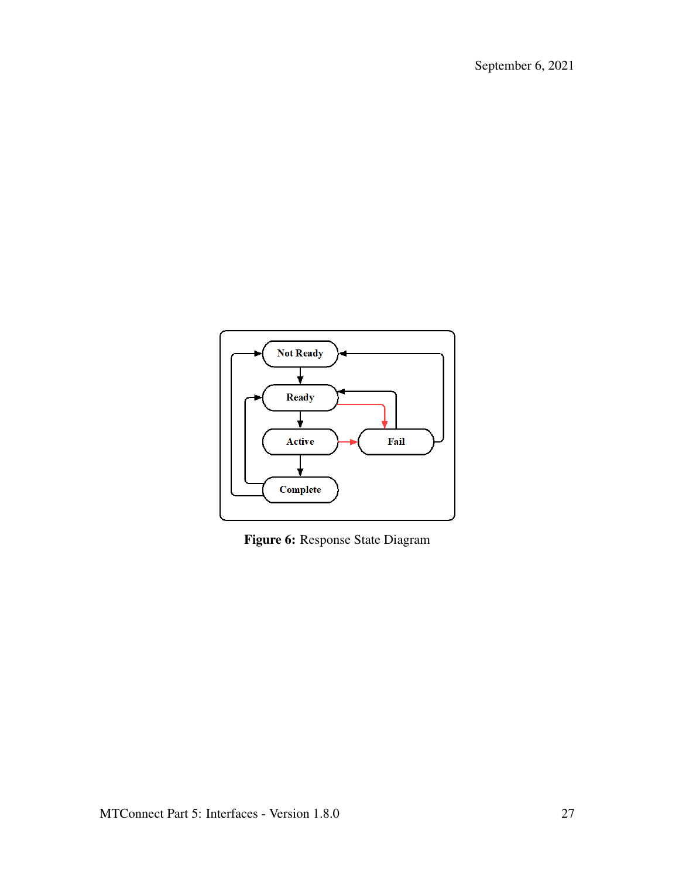Figure 6: Response State Diagram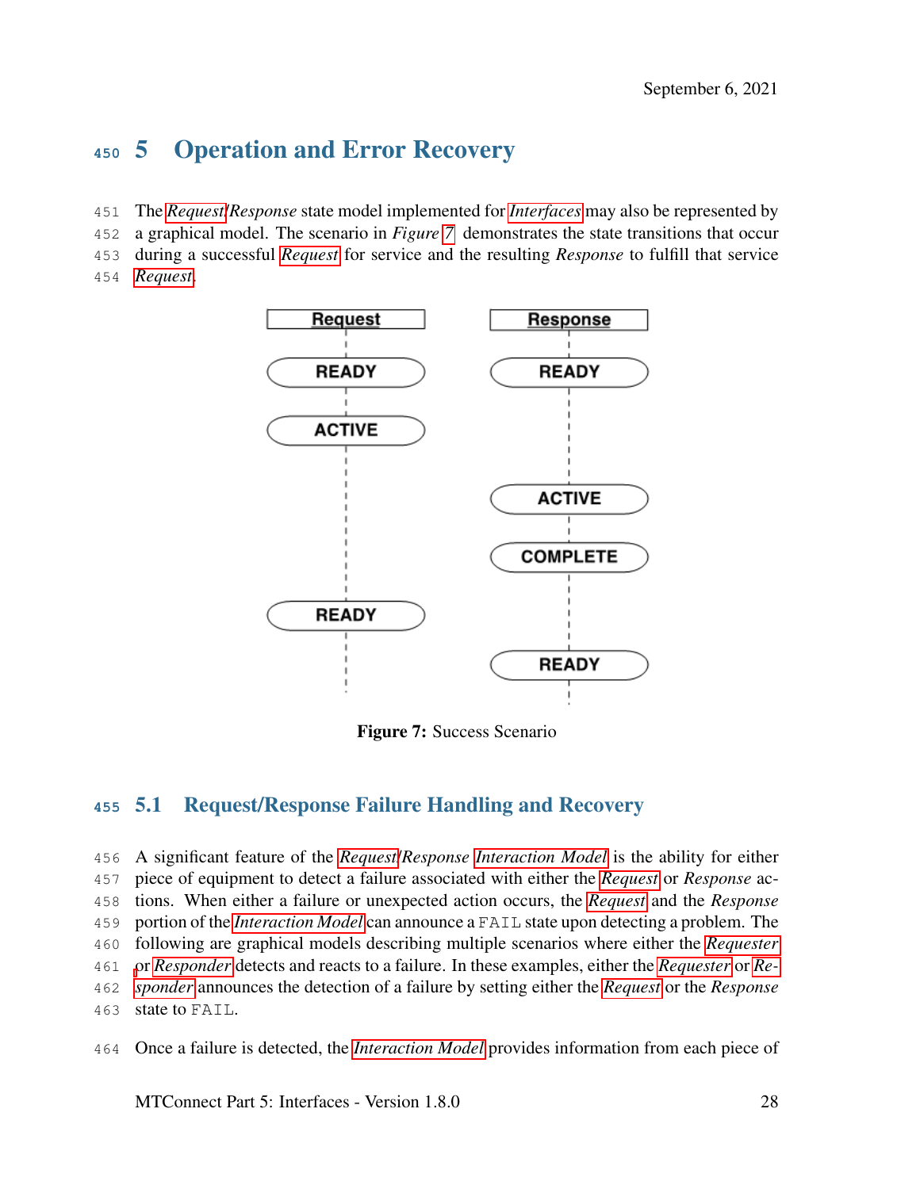# 5 Operation and Error Recovery

The *Request*/*Response* state model implemented for *Interfaces* may also be represented by a graphical model. The scenario in *Figure 7* demonstrates the state transitions that occur during a successful *Request* for service and the resulting *Response* to fulfill that service *Request*.

**Figure 7:** Success Scenario

## 5.1 Request/Response Failure Handling and Recovery

A significant feature of the *Request*/*Response* *Interaction Model* is the ability for either piece of equipment to detect a failure associated with either the *Request* or *Response* actions. When either a failure or unexpected action occurs, the *Request* and the *Response* portion of the *Interaction Model* can announce a FAIL state upon detecting a problem. The following are graphical models describing multiple scenarios where either the *Requester* or *Responder* detects and reacts to a failure. In these examples, either the *Requester* or *Responder* announces the detection of a failure by setting either the *Request* or the *Response* state to FAIL.

Once a failure is detected, the *Interaction Model* provides information from each piece of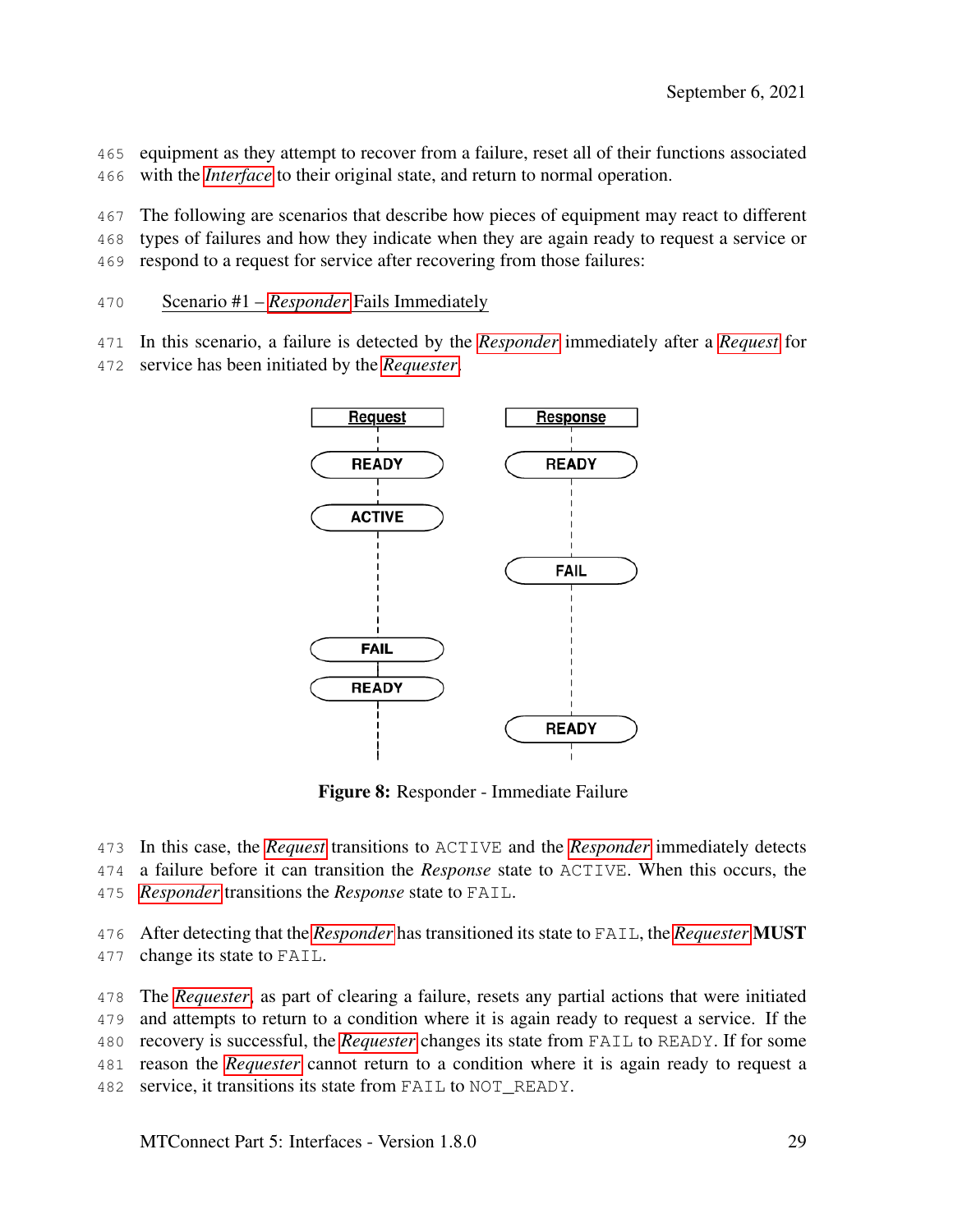equipment as they attempt to recover from a failure, reset all of their functions associated with the *Interface* to their original state, and return to normal operation.

The following are scenarios that describe how pieces of equipment may react to different types of failures and how they indicate when they are again ready to request a service or respond to a request for service after recovering from those failures:

Scenario #1 – *Responder* Fails Immediately

In this scenario, a failure is detected by the *Responder* immediately after a *Request* for service has been initiated by the *Requester*.

**Figure 8:** Responder - Immediate Failure

In this case, the *Request* transitions to `ACTIVE` and the *Responder* immediately detects a failure before it can transition the *Response* state to `ACTIVE`. When this occurs, the *Responder* transitions the *Response* state to `FAIL`.

After detecting that the *Responder* has transitioned its state to `FAIL`, the *Requester* **MUST** change its state to `FAIL`.

The *Requester*, as part of clearing a failure, resets any partial actions that were initiated and attempts to return to a condition where it is again ready to request a service. If the recovery is successful, the *Requester* changes its state from `FAIL` to `READY`. If for some reason the *Requester* cannot return to a condition where it is again ready to request a service, it transitions its state from `FAIL` to `NOT_READY`.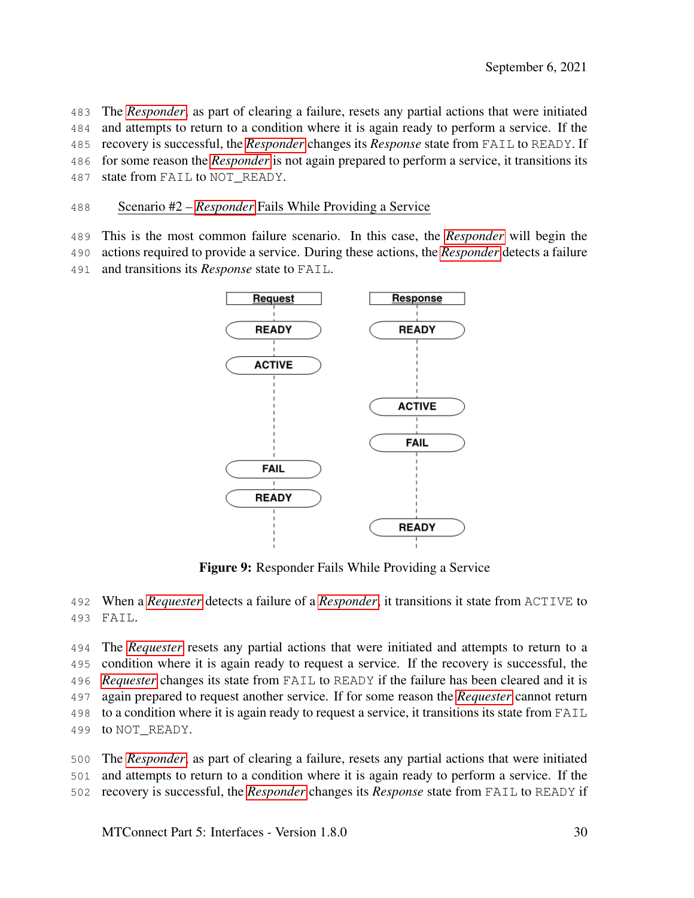The *Responder*, as part of clearing a failure, resets any partial actions that were initiated and attempts to return to a condition where it is again ready to perform a service. If the recovery is successful, the *Responder* changes its *Response* state from FAIL to READY. If for some reason the *Responder* is not again prepared to perform a service, it transitions its state from FAIL to NOT_READY.

### Scenario #2 – *Responder* Fails While Providing a Service

This is the most common failure scenario. In this case, the *Responder* will begin the actions required to provide a service. During these actions, the *Responder* detects a failure and transitions its *Response* state to FAIL.

| Request | Response |
|---|---|
| READY | READY |
| ACTIVE | |
| | ACTIVE |
| | FAIL |
| FAIL | |
| READY | |
| | READY |

**Figure 9:** Responder Fails While Providing a Service

When a *Requester* detects a failure of a *Responder*, it transitions it state from ACTIVE to FAIL.

The *Requester* resets any partial actions that were initiated and attempts to return to a condition where it is again ready to request a service. If the recovery is successful, the *Requester* changes its state from FAIL to READY if the failure has been cleared and it is again prepared to request another service. If for some reason the *Requester* cannot return to a condition where it is again ready to request a service, it transitions its state from FAIL to NOT_READY.

The *Responder*, as part of clearing a failure, resets any partial actions that were initiated and attempts to return to a condition where it is again ready to perform a service. If the recovery is successful, the *Responder* changes its *Response* state from FAIL to READY if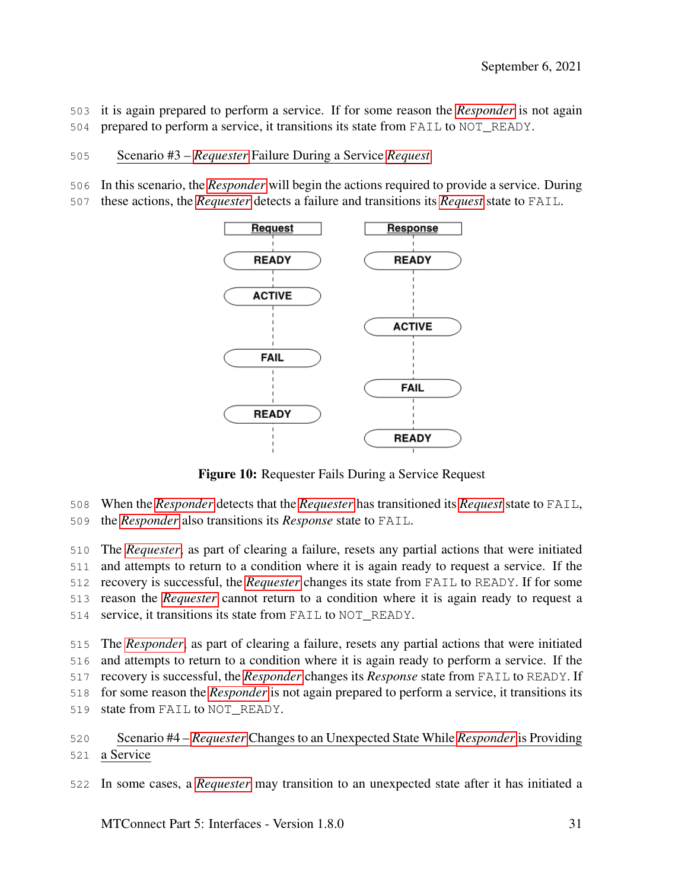it is again prepared to perform a service. If for some reason the *Responder* is not again prepared to perform a service, it transitions its state from FAIL to NOT_READY.

### Scenario #3 – *Requester* Failure During a Service *Request*

In this scenario, the *Responder* will begin the actions required to provide a service. During these actions, the *Requester* detects a failure and transitions its *Request* state to FAIL.

| Request | Response |
|---|---|
| READY | READY |
| ACTIVE | |
| | ACTIVE |
| FAIL | |
| | FAIL |
| READY | |
| | READY |

**Figure 10:** Requester Fails During a Service Request

When the *Responder* detects that the *Requester* has transitioned its *Request* state to FAIL, the *Responder* also transitions its *Response* state to FAIL.

The *Requester*, as part of clearing a failure, resets any partial actions that were initiated and attempts to return to a condition where it is again ready to request a service. If the recovery is successful, the *Requester* changes its state from FAIL to READY. If for some reason the *Requester* cannot return to a condition where it is again ready to request a service, it transitions its state from FAIL to NOT_READY.

The *Responder*, as part of clearing a failure, resets any partial actions that were initiated and attempts to return to a condition where it is again ready to perform a service. If the recovery is successful, the *Responder* changes its *Response* state from FAIL to READY. If for some reason the *Responder* is not again prepared to perform a service, it transitions its state from FAIL to NOT_READY.

### Scenario #4 – *Requester* Changes to an Unexpected State While *Responder* is Providing a Service

In some cases, a *Requester* may transition to an unexpected state after it has initiated a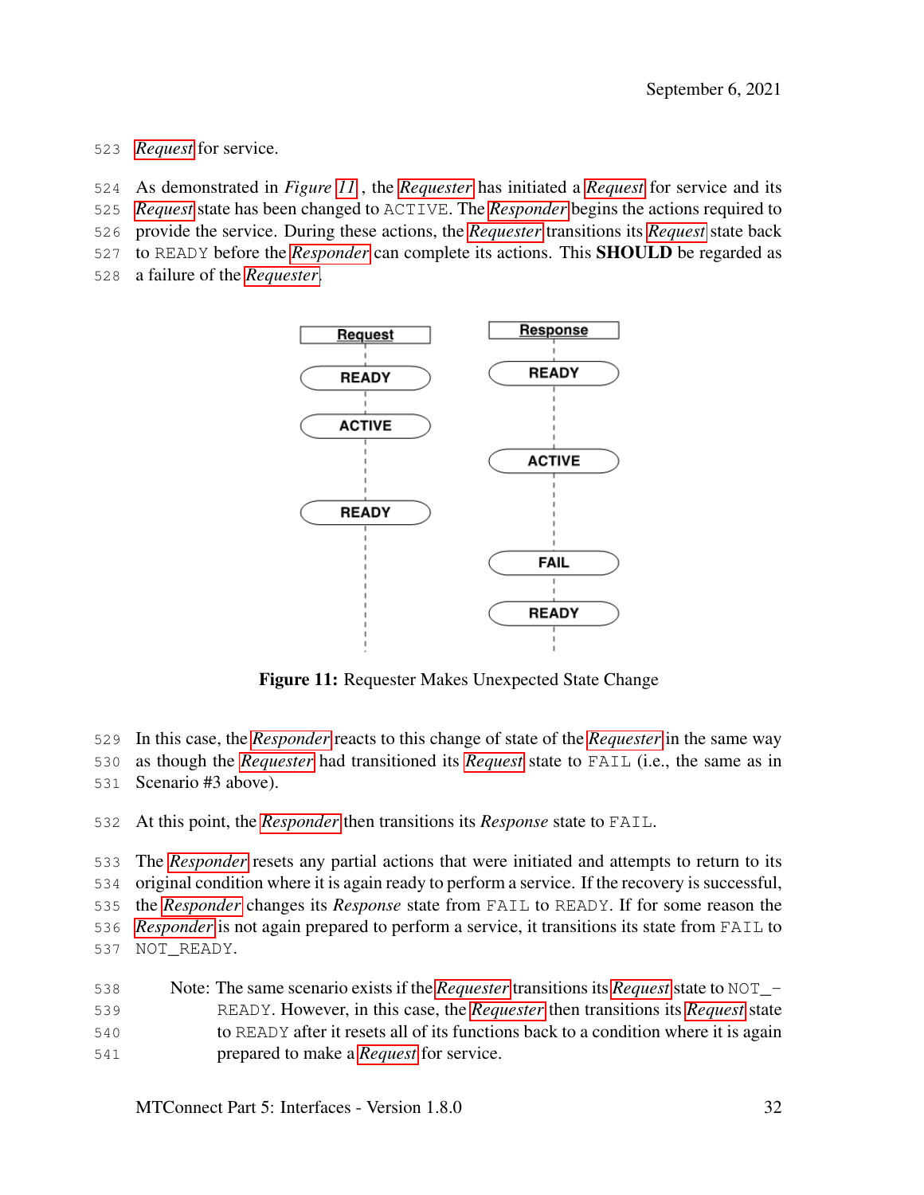*Request* for service.

As demonstrated in *Figure 11* , the *Requester* has initiated a *Request* for service and its *Request* state has been changed to ACTIVE. The *Responder* begins the actions required to provide the service. During these actions, the *Requester* transitions its *Request* state back to READY before the *Responder* can complete its actions. This **SHOULD** be regarded as a failure of the *Requester*.

**Figure 11:** Requester Makes Unexpected State Change

In this case, the *Responder* reacts to this change of state of the *Requester* in the same way as though the *Requester* had transitioned its *Request* state to FAIL (i.e., the same as in Scenario #3 above).

At this point, the *Responder* then transitions its *Response* state to FAIL.

The *Responder* resets any partial actions that were initiated and attempts to return to its original condition where it is again ready to perform a service. If the recovery is successful, the *Responder* changes its *Response* state from FAIL to READY. If for some reason the *Responder* is not again prepared to perform a service, it transitions its state from FAIL to NOT_READY.

> Note: The same scenario exists if the *Requester* transitions its *Request* state to NOT_READY. However, in this case, the *Requester* then transitions its *Request* state to READY after it resets all of its functions back to a condition where it is again prepared to make a *Request* for service.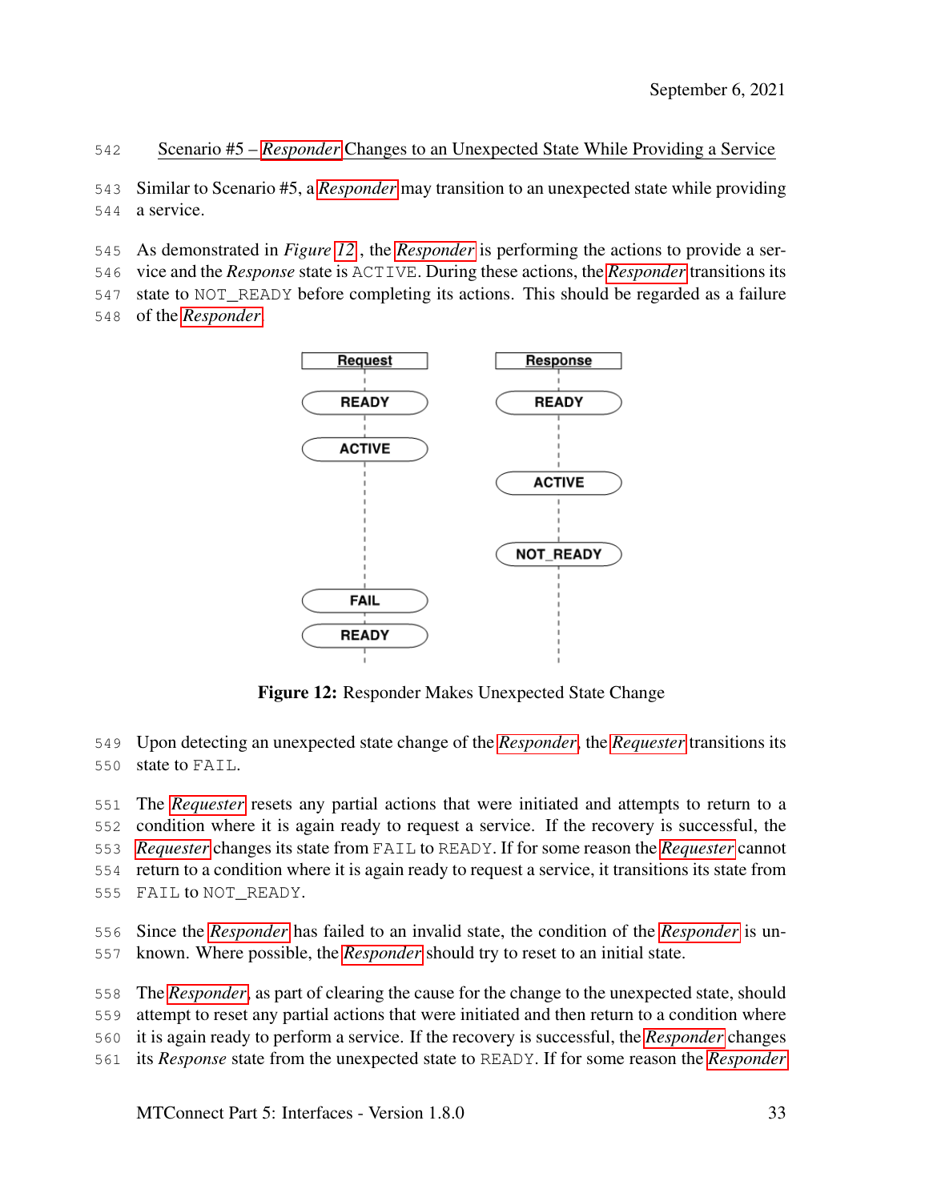#### Scenario #5 – Responder Changes to an Unexpected State While Providing a Service

Similar to Scenario #5, a *Responder* may transition to an unexpected state while providing a service.

As demonstrated in *Figure 12*, the *Responder* is performing the actions to provide a service and the *Response* state is `ACTIVE`. During these actions, the *Responder* transitions its state to `NOT_READY` before completing its actions. This should be regarded as a failure of the *Responder*.

| Request | Response |
| --- | --- |
| READY | READY |
| ACTIVE | |
| | ACTIVE |
| | NOT_READY |
| FAIL | |
| READY | |

**Figure 12:** Responder Makes Unexpected State Change

Upon detecting an unexpected state change of the *Responder*, the *Requester* transitions its state to `FAIL`.

The *Requester* resets any partial actions that were initiated and attempts to return to a condition where it is again ready to request a service. If the recovery is successful, the *Requester* changes its state from `FAIL` to `READY`. If for some reason the *Requester* cannot return to a condition where it is again ready to request a service, it transitions its state from `FAIL` to `NOT_READY`.

Since the *Responder* has failed to an invalid state, the condition of the *Responder* is unknown. Where possible, the *Responder* should try to reset to an initial state.

The *Responder*, as part of clearing the cause for the change to the unexpected state, should attempt to reset any partial actions that were initiated and then return to a condition where it is again ready to perform a service. If the recovery is successful, the *Responder* changes its *Response* state from the unexpected state to `READY`. If for some reason the *Responder*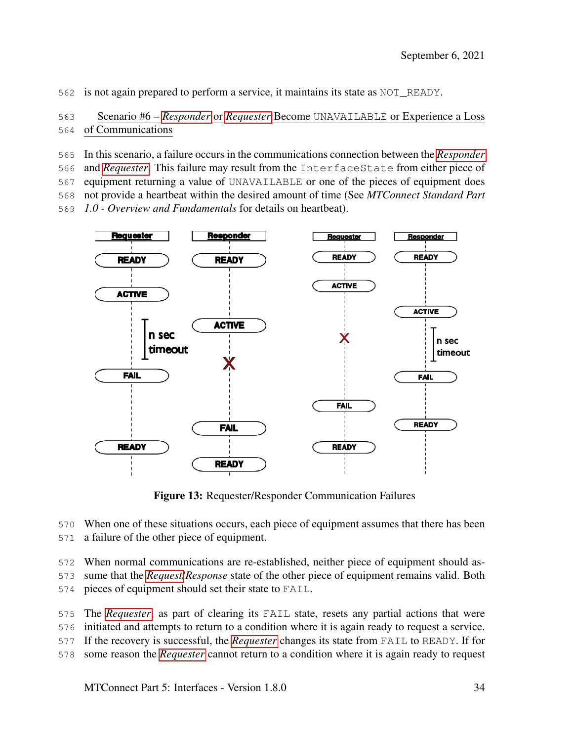is not again prepared to perform a service, it maintains its state as NOT_READY.

Scenario #6 – *Responder* or *Requester* Become UNAVAILABLE or Experience a Loss of Communications

In this scenario, a failure occurs in the communications connection between the *Responder* and *Requester*. This failure may result from the InterfaceState from either piece of equipment returning a value of UNAVAILABLE or one of the pieces of equipment does not provide a heartbeat within the desired amount of time (See *MTConnect Standard Part 1.0 - Overview and Fundamentals* for details on heartbeat).

**Figure 13:** Requester/Responder Communication Failures

When one of these situations occurs, each piece of equipment assumes that there has been a failure of the other piece of equipment.

When normal communications are re-established, neither piece of equipment should assume that the *Request*/*Response* state of the other piece of equipment remains valid. Both pieces of equipment should set their state to FAIL.

The *Requester*, as part of clearing its FAIL state, resets any partial actions that were initiated and attempts to return to a condition where it is again ready to request a service. If the recovery is successful, the *Requester* changes its state from FAIL to READY. If for some reason the *Requester* cannot return to a condition where it is again ready to request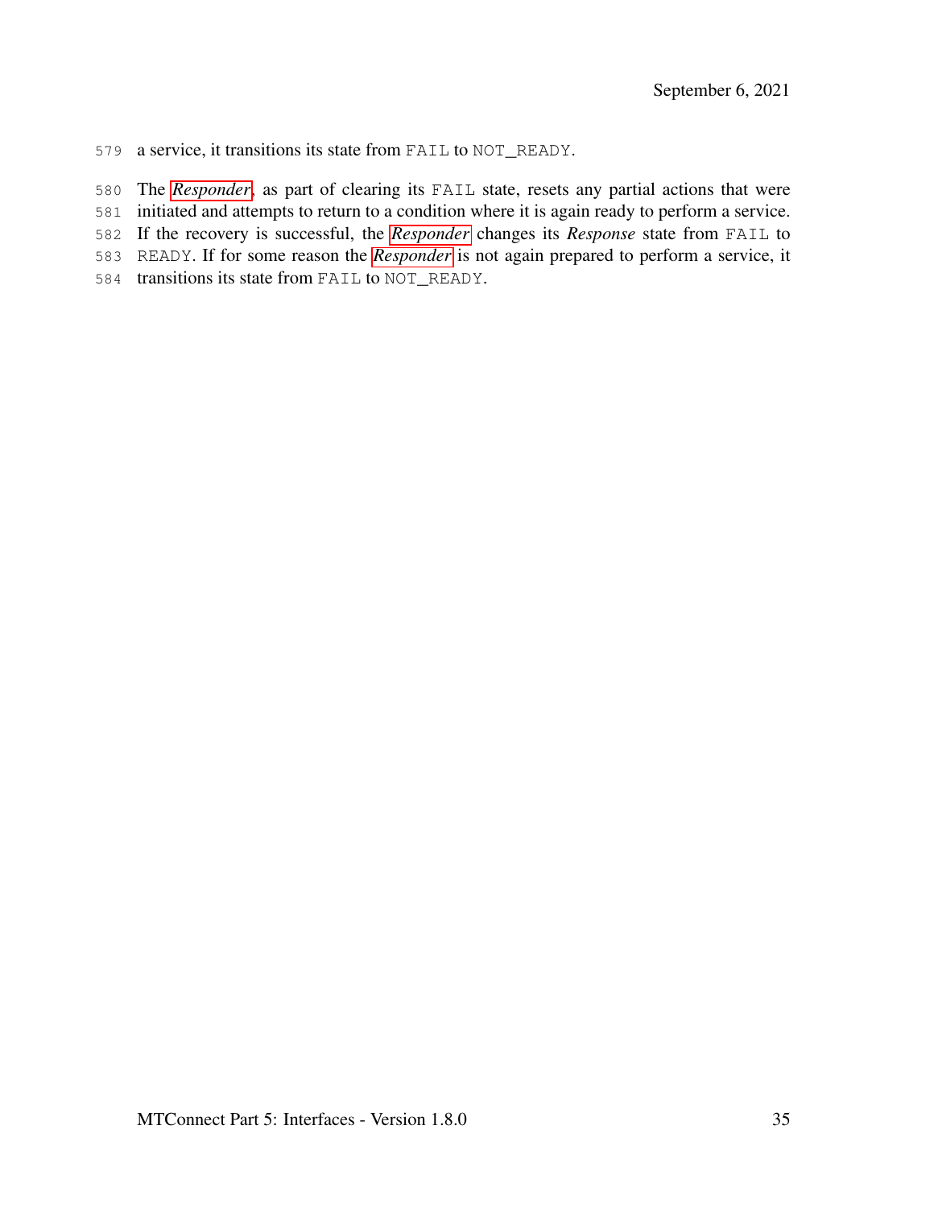a service, it transitions its state from `FAIL` to `NOT_READY`.

The ***Responder***, as part of clearing its `FAIL` state, resets any partial actions that were initiated and attempts to return to a condition where it is again ready to perform a service. If the recovery is successful, the ***Responder*** changes its *Response* state from `FAIL` to `READY`. If for some reason the ***Responder*** is not again prepared to perform a service, it transitions its state from `FAIL` to `NOT_READY`.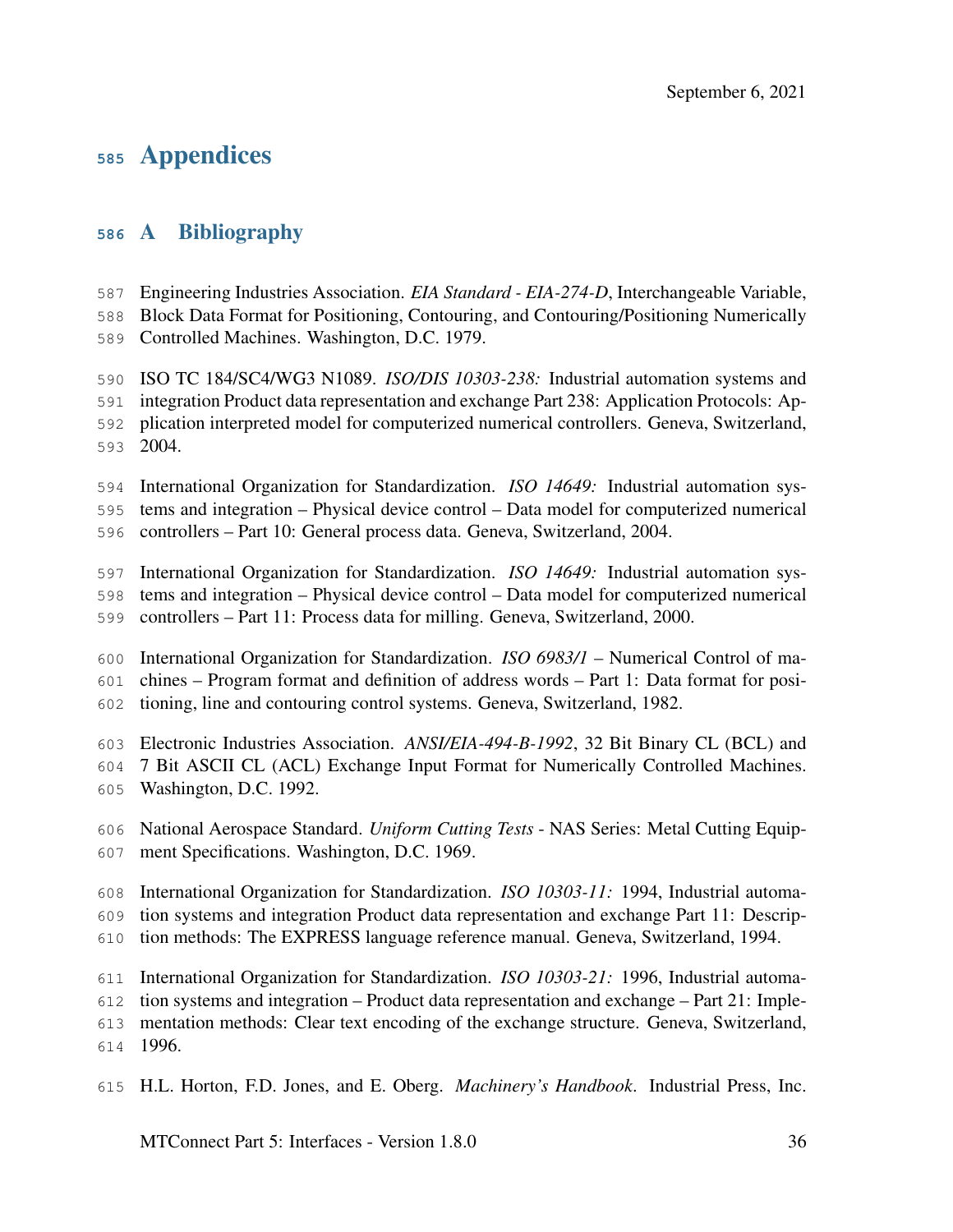# Appendices

## A Bibliography

Engineering Industries Association. *EIA Standard - EIA-274-D*, Interchangeable Variable, Block Data Format for Positioning, Contouring, and Contouring/Positioning Numerically Controlled Machines. Washington, D.C. 1979.

ISO TC 184/SC4/WG3 N1089. *ISO/DIS 10303-238:* Industrial automation systems and integration Product data representation and exchange Part 238: Application Protocols: Application interpreted model for computerized numerical controllers. Geneva, Switzerland, 2004.

International Organization for Standardization. *ISO 14649:* Industrial automation systems and integration – Physical device control – Data model for computerized numerical controllers – Part 10: General process data. Geneva, Switzerland, 2004.

International Organization for Standardization. *ISO 14649:* Industrial automation systems and integration – Physical device control – Data model for computerized numerical controllers – Part 11: Process data for milling. Geneva, Switzerland, 2000.

International Organization for Standardization. *ISO 6983/1* – Numerical Control of machines – Program format and definition of address words – Part 1: Data format for positioning, line and contouring control systems. Geneva, Switzerland, 1982.

Electronic Industries Association. *ANSI/EIA-494-B-1992*, 32 Bit Binary CL (BCL) and 7 Bit ASCII CL (ACL) Exchange Input Format for Numerically Controlled Machines. Washington, D.C. 1992.

National Aerospace Standard. *Uniform Cutting Tests* - NAS Series: Metal Cutting Equipment Specifications. Washington, D.C. 1969.

International Organization for Standardization. *ISO 10303-11:* 1994, Industrial automation systems and integration Product data representation and exchange Part 11: Description methods: The EXPRESS language reference manual. Geneva, Switzerland, 1994.

International Organization for Standardization. *ISO 10303-21:* 1996, Industrial automation systems and integration – Product data representation and exchange – Part 21: Implementation methods: Clear text encoding of the exchange structure. Geneva, Switzerland, 1996.

H.L. Horton, F.D. Jones, and E. Oberg. *Machinery's Handbook*. Industrial Press, Inc.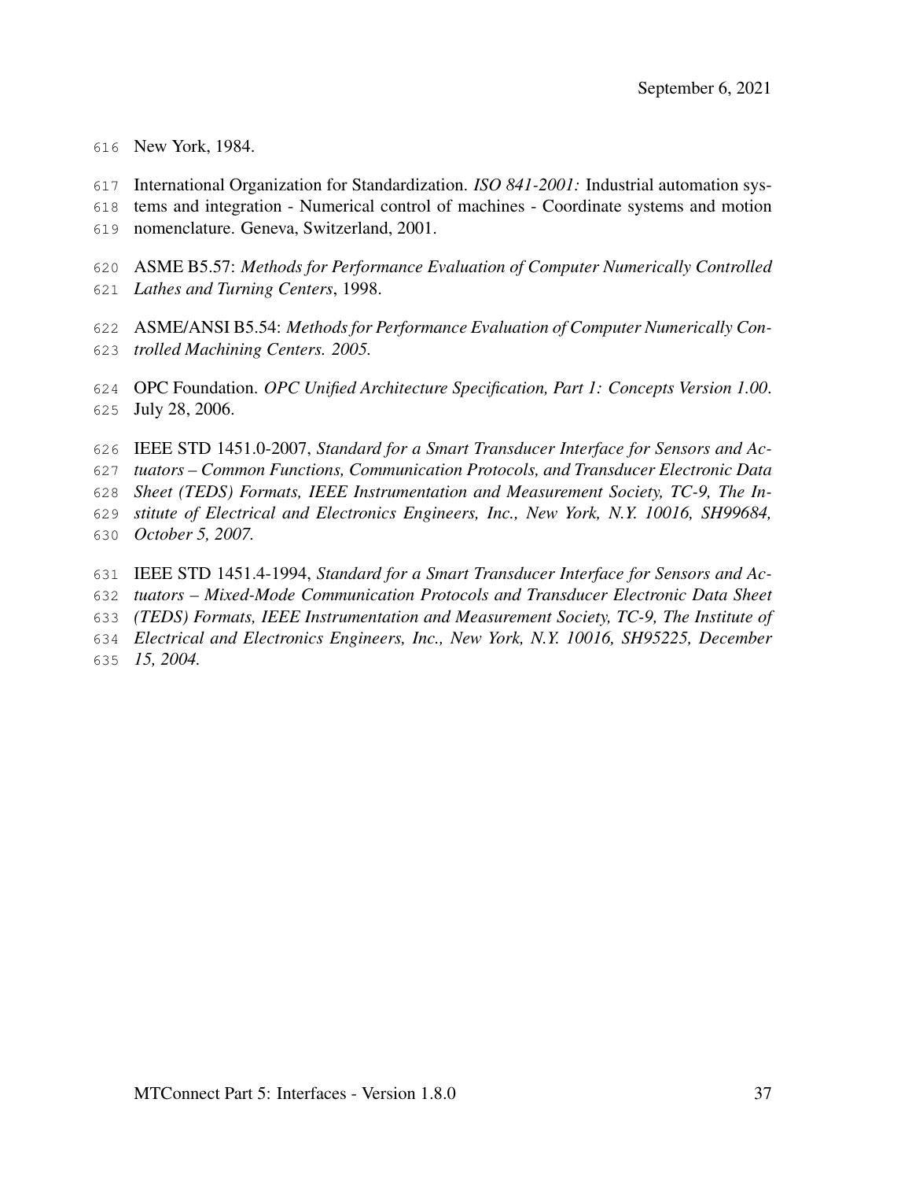New York, 1984.

International Organization for Standardization. *ISO 841-2001:* Industrial automation systems and integration - Numerical control of machines - Coordinate systems and motion nomenclature. Geneva, Switzerland, 2001.

ASME B5.57: *Methods for Performance Evaluation of Computer Numerically Controlled Lathes and Turning Centers*, 1998.

ASME/ANSI B5.54: *Methods for Performance Evaluation of Computer Numerically Controlled Machining Centers. 2005.*

OPC Foundation. *OPC Unified Architecture Specification, Part 1: Concepts Version 1.00*. July 28, 2006.

IEEE STD 1451.0-2007, *Standard for a Smart Transducer Interface for Sensors and Actuators – Common Functions, Communication Protocols, and Transducer Electronic Data Sheet (TEDS) Formats, IEEE Instrumentation and Measurement Society, TC-9, The Institute of Electrical and Electronics Engineers, Inc., New York, N.Y. 10016, SH99684, October 5, 2007.*

IEEE STD 1451.4-1994, *Standard for a Smart Transducer Interface for Sensors and Actuators – Mixed-Mode Communication Protocols and Transducer Electronic Data Sheet (TEDS) Formats, IEEE Instrumentation and Measurement Society, TC-9, The Institute of Electrical and Electronics Engineers, Inc., New York, N.Y. 10016, SH95225, December 15, 2004.*